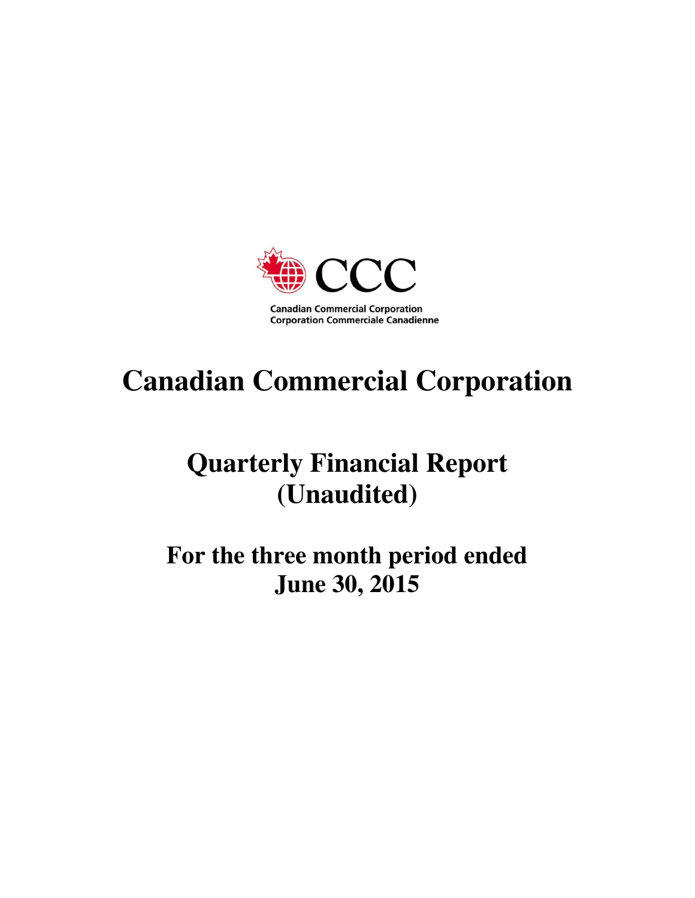CCC

Canadian Commercial Corporation
Corporation Commerciale Canadienne

# Canadian Commercial Corporation

## Quarterly Financial Report (Unaudited)

### For the three month period ended June 30, 2015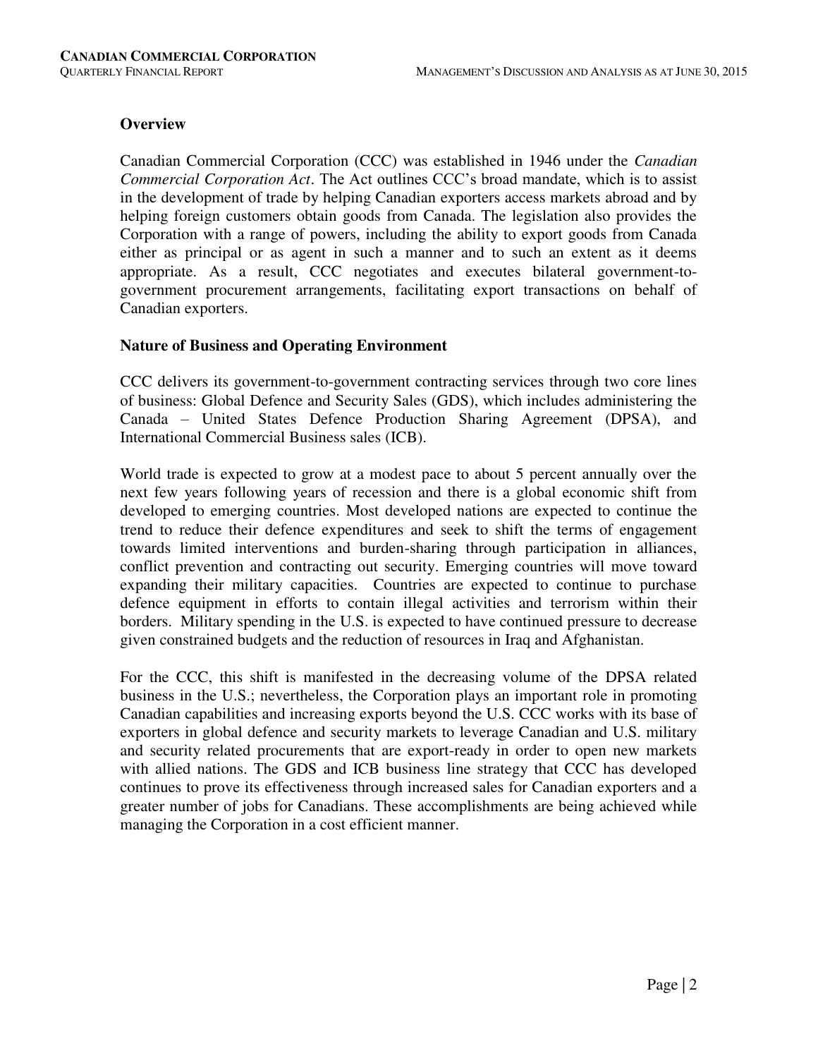## Overview

Canadian Commercial Corporation (CCC) was established in 1946 under the *Canadian Commercial Corporation Act*. The Act outlines CCC's broad mandate, which is to assist in the development of trade by helping Canadian exporters access markets abroad and by helping foreign customers obtain goods from Canada. The legislation also provides the Corporation with a range of powers, including the ability to export goods from Canada either as principal or as agent in such a manner and to such an extent as it deems appropriate. As a result, CCC negotiates and executes bilateral government-to-government procurement arrangements, facilitating export transactions on behalf of Canadian exporters.

## Nature of Business and Operating Environment

CCC delivers its government-to-government contracting services through two core lines of business: Global Defence and Security Sales (GDS), which includes administering the Canada – United States Defence Production Sharing Agreement (DPSA), and International Commercial Business sales (ICB).

World trade is expected to grow at a modest pace to about 5 percent annually over the next few years following years of recession and there is a global economic shift from developed to emerging countries. Most developed nations are expected to continue the trend to reduce their defence expenditures and seek to shift the terms of engagement towards limited interventions and burden-sharing through participation in alliances, conflict prevention and contracting out security. Emerging countries will move toward expanding their military capacities. Countries are expected to continue to purchase defence equipment in efforts to contain illegal activities and terrorism within their borders. Military spending in the U.S. is expected to have continued pressure to decrease given constrained budgets and the reduction of resources in Iraq and Afghanistan.

For the CCC, this shift is manifested in the decreasing volume of the DPSA related business in the U.S.; nevertheless, the Corporation plays an important role in promoting Canadian capabilities and increasing exports beyond the U.S. CCC works with its base of exporters in global defence and security markets to leverage Canadian and U.S. military and security related procurements that are export-ready in order to open new markets with allied nations. The GDS and ICB business line strategy that CCC has developed continues to prove its effectiveness through increased sales for Canadian exporters and a greater number of jobs for Canadians. These accomplishments are being achieved while managing the Corporation in a cost efficient manner.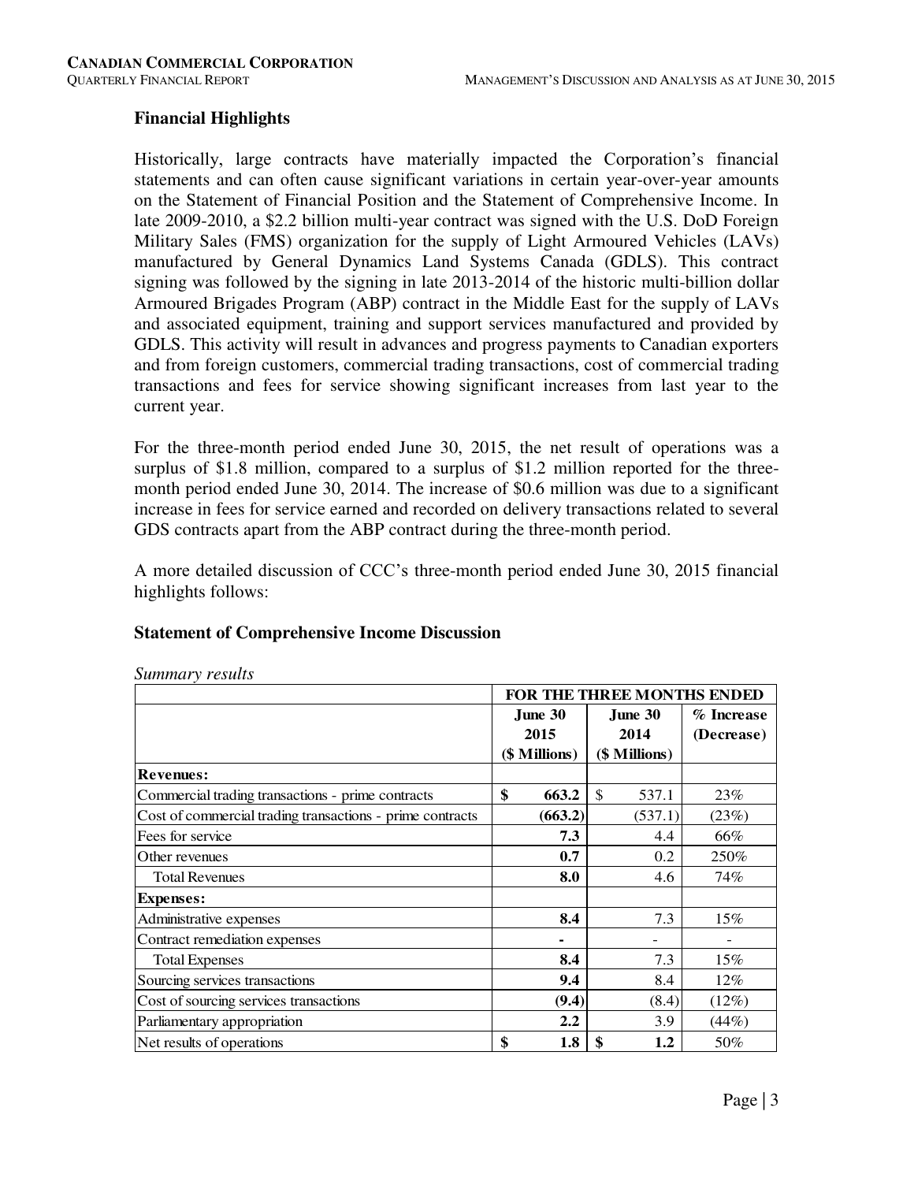## Financial Highlights

Historically, large contracts have materially impacted the Corporation's financial statements and can often cause significant variations in certain year-over-year amounts on the Statement of Financial Position and the Statement of Comprehensive Income. In late 2009-2010, a $2.2 billion multi-year contract was signed with the U.S. DoD Foreign Military Sales (FMS) organization for the supply of Light Armoured Vehicles (LAVs) manufactured by General Dynamics Land Systems Canada (GDLS). This contract signing was followed by the signing in late 2013-2014 of the historic multi-billion dollar Armoured Brigades Program (ABP) contract in the Middle East for the supply of LAVs and associated equipment, training and support services manufactured and provided by GDLS. This activity will result in advances and progress payments to Canadian exporters and from foreign customers, commercial trading transactions, cost of commercial trading transactions and fees for service showing significant increases from last year to the current year.

For the three-month period ended June 30, 2015, the net result of operations was a surplus of $1.8 million, compared to a surplus of $1.2 million reported for the three-month period ended June 30, 2014. The increase of $0.6 million was due to a significant increase in fees for service earned and recorded on delivery transactions related to several GDS contracts apart from the ABP contract during the three-month period.

A more detailed discussion of CCC's three-month period ended June 30, 2015 financial highlights follows:

## Statement of Comprehensive Income Discussion

*Summary results*

| | FOR THE THREE MONTHS ENDED | | |
|---|---|---|---|
| | **June 30 2015 ($ Millions)** | **June 30 2014 ($ Millions)** | **% Increase (Decrease)** |
| **Revenues:** | | | |
| Commercial trading transactions - prime contracts | **$ 663.2** | $ 537.1 | 23% |
| Cost of commercial trading transactions - prime contracts | **(663.2)** | (537.1) | (23%) |
| Fees for service | **7.3** | 4.4 | 66% |
| Other revenues | **0.7** | 0.2 | 250% |
| Total Revenues | **8.0** | 4.6 | 74% |
| **Expenses:** | | | |
| Administrative expenses | **8.4** | 7.3 | 15% |
| Contract remediation expenses | **-** | - | - |
| Total Expenses | **8.4** | 7.3 | 15% |
| Sourcing services transactions | **9.4** | 8.4 | 12% |
| Cost of sourcing services transactions | **(9.4)** | (8.4) | (12%) |
| Parliamentary appropriation | **2.2** | 3.9 | (44%) |
| Net results of operations | **$ 1.8** | **$ 1.2** | 50% |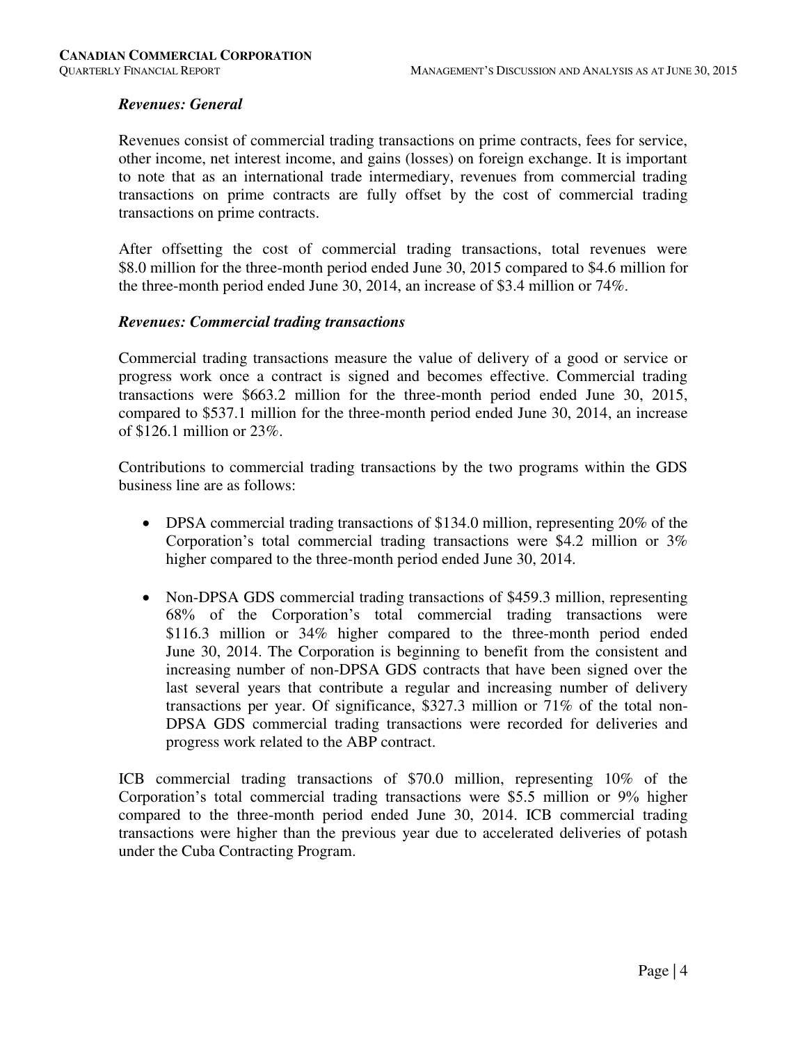### *Revenues: General*

Revenues consist of commercial trading transactions on prime contracts, fees for service, other income, net interest income, and gains (losses) on foreign exchange. It is important to note that as an international trade intermediary, revenues from commercial trading transactions on prime contracts are fully offset by the cost of commercial trading transactions on prime contracts.

After offsetting the cost of commercial trading transactions, total revenues were $8.0 million for the three-month period ended June 30, 2015 compared to $4.6 million for the three-month period ended June 30, 2014, an increase of $3.4 million or 74%.

### *Revenues: Commercial trading transactions*

Commercial trading transactions measure the value of delivery of a good or service or progress work once a contract is signed and becomes effective. Commercial trading transactions were $663.2 million for the three-month period ended June 30, 2015, compared to $537.1 million for the three-month period ended June 30, 2014, an increase of $126.1 million or 23%.

Contributions to commercial trading transactions by the two programs within the GDS business line are as follows:

- DPSA commercial trading transactions of $134.0 million, representing 20% of the Corporation's total commercial trading transactions were $4.2 million or 3% higher compared to the three-month period ended June 30, 2014.

- Non-DPSA GDS commercial trading transactions of $459.3 million, representing 68% of the Corporation's total commercial trading transactions were $116.3 million or 34% higher compared to the three-month period ended June 30, 2014. The Corporation is beginning to benefit from the consistent and increasing number of non-DPSA GDS contracts that have been signed over the last several years that contribute a regular and increasing number of delivery transactions per year. Of significance, $327.3 million or 71% of the total non-DPSA GDS commercial trading transactions were recorded for deliveries and progress work related to the ABP contract.

ICB commercial trading transactions of $70.0 million, representing 10% of the Corporation's total commercial trading transactions were $5.5 million or 9% higher compared to the three-month period ended June 30, 2014. ICB commercial trading transactions were higher than the previous year due to accelerated deliveries of potash under the Cuba Contracting Program.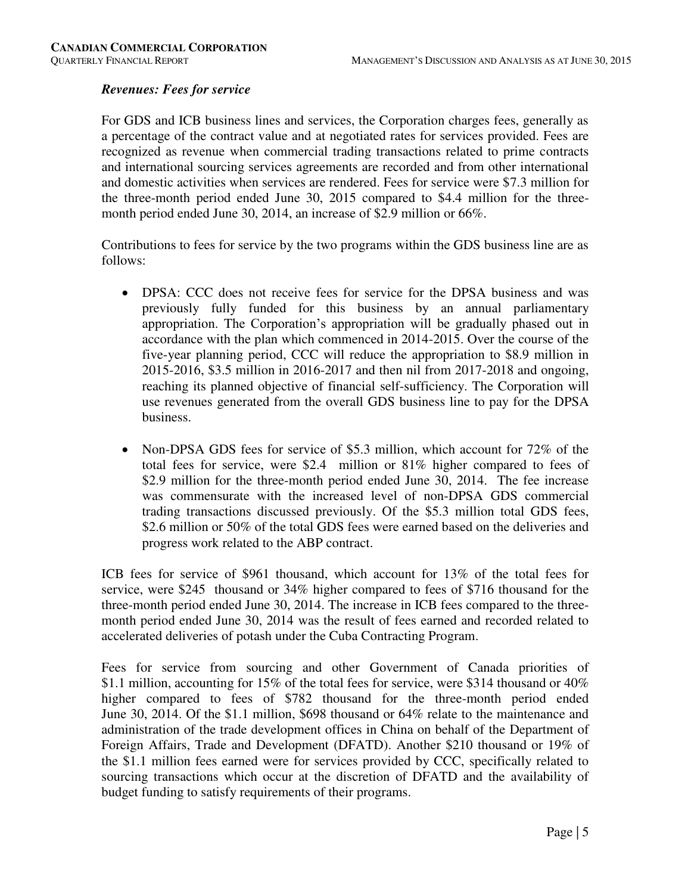### *Revenues: Fees for service*

For GDS and ICB business lines and services, the Corporation charges fees, generally as a percentage of the contract value and at negotiated rates for services provided. Fees are recognized as revenue when commercial trading transactions related to prime contracts and international sourcing services agreements are recorded and from other international and domestic activities when services are rendered. Fees for service were $7.3 million for the three-month period ended June 30, 2015 compared to $4.4 million for the three-month period ended June 30, 2014, an increase of $2.9 million or 66%.

Contributions to fees for service by the two programs within the GDS business line are as follows:

- DPSA: CCC does not receive fees for service for the DPSA business and was previously fully funded for this business by an annual parliamentary appropriation. The Corporation's appropriation will be gradually phased out in accordance with the plan which commenced in 2014-2015. Over the course of the five-year planning period, CCC will reduce the appropriation to $8.9 million in 2015-2016, $3.5 million in 2016-2017 and then nil from 2017-2018 and ongoing, reaching its planned objective of financial self-sufficiency. The Corporation will use revenues generated from the overall GDS business line to pay for the DPSA business.

- Non-DPSA GDS fees for service of $5.3 million, which account for 72% of the total fees for service, were $2.4 million or 81% higher compared to fees of $2.9 million for the three-month period ended June 30, 2014. The fee increase was commensurate with the increased level of non-DPSA GDS commercial trading transactions discussed previously. Of the $5.3 million total GDS fees, $2.6 million or 50% of the total GDS fees were earned based on the deliveries and progress work related to the ABP contract.

ICB fees for service of $961 thousand, which account for 13% of the total fees for service, were $245 thousand or 34% higher compared to fees of $716 thousand for the three-month period ended June 30, 2014. The increase in ICB fees compared to the three-month period ended June 30, 2014 was the result of fees earned and recorded related to accelerated deliveries of potash under the Cuba Contracting Program.

Fees for service from sourcing and other Government of Canada priorities of $1.1 million, accounting for 15% of the total fees for service, were $314 thousand or 40% higher compared to fees of $782 thousand for the three-month period ended June 30, 2014. Of the $1.1 million, $698 thousand or 64% relate to the maintenance and administration of the trade development offices in China on behalf of the Department of Foreign Affairs, Trade and Development (DFATD). Another $210 thousand or 19% of the $1.1 million fees earned were for services provided by CCC, specifically related to sourcing transactions which occur at the discretion of DFATD and the availability of budget funding to satisfy requirements of their programs.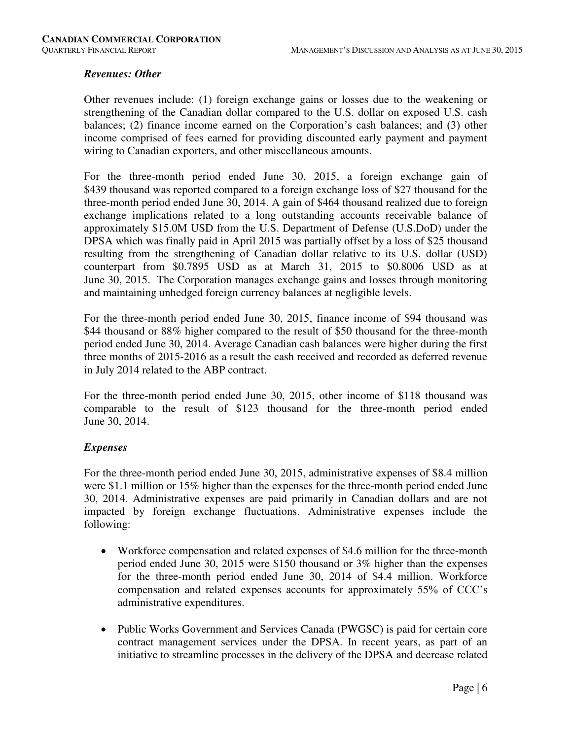### *Revenues: Other*

Other revenues include: (1) foreign exchange gains or losses due to the weakening or strengthening of the Canadian dollar compared to the U.S. dollar on exposed U.S. cash balances; (2) finance income earned on the Corporation's cash balances; and (3) other income comprised of fees earned for providing discounted early payment and payment wiring to Canadian exporters, and other miscellaneous amounts.

For the three-month period ended June 30, 2015, a foreign exchange gain of \$439 thousand was reported compared to a foreign exchange loss of \$27 thousand for the three-month period ended June 30, 2014. A gain of \$464 thousand realized due to foreign exchange implications related to a long outstanding accounts receivable balance of approximately \$15.0M USD from the U.S. Department of Defense (U.S.DoD) under the DPSA which was finally paid in April 2015 was partially offset by a loss of \$25 thousand resulting from the strengthening of Canadian dollar relative to its U.S. dollar (USD) counterpart from \$0.7895 USD as at March 31, 2015 to \$0.8006 USD as at June 30, 2015. The Corporation manages exchange gains and losses through monitoring and maintaining unhedged foreign currency balances at negligible levels.

For the three-month period ended June 30, 2015, finance income of \$94 thousand was \$44 thousand or 88% higher compared to the result of \$50 thousand for the three-month period ended June 30, 2014. Average Canadian cash balances were higher during the first three months of 2015-2016 as a result the cash received and recorded as deferred revenue in July 2014 related to the ABP contract.

For the three-month period ended June 30, 2015, other income of \$118 thousand was comparable to the result of \$123 thousand for the three-month period ended June 30, 2014.

### *Expenses*

For the three-month period ended June 30, 2015, administrative expenses of \$8.4 million were \$1.1 million or 15% higher than the expenses for the three-month period ended June 30, 2014. Administrative expenses are paid primarily in Canadian dollars and are not impacted by foreign exchange fluctuations. Administrative expenses include the following:

- Workforce compensation and related expenses of \$4.6 million for the three-month period ended June 30, 2015 were \$150 thousand or 3% higher than the expenses for the three-month period ended June 30, 2014 of \$4.4 million. Workforce compensation and related expenses accounts for approximately 55% of CCC's administrative expenditures.
- Public Works Government and Services Canada (PWGSC) is paid for certain core contract management services under the DPSA. In recent years, as part of an initiative to streamline processes in the delivery of the DPSA and decrease related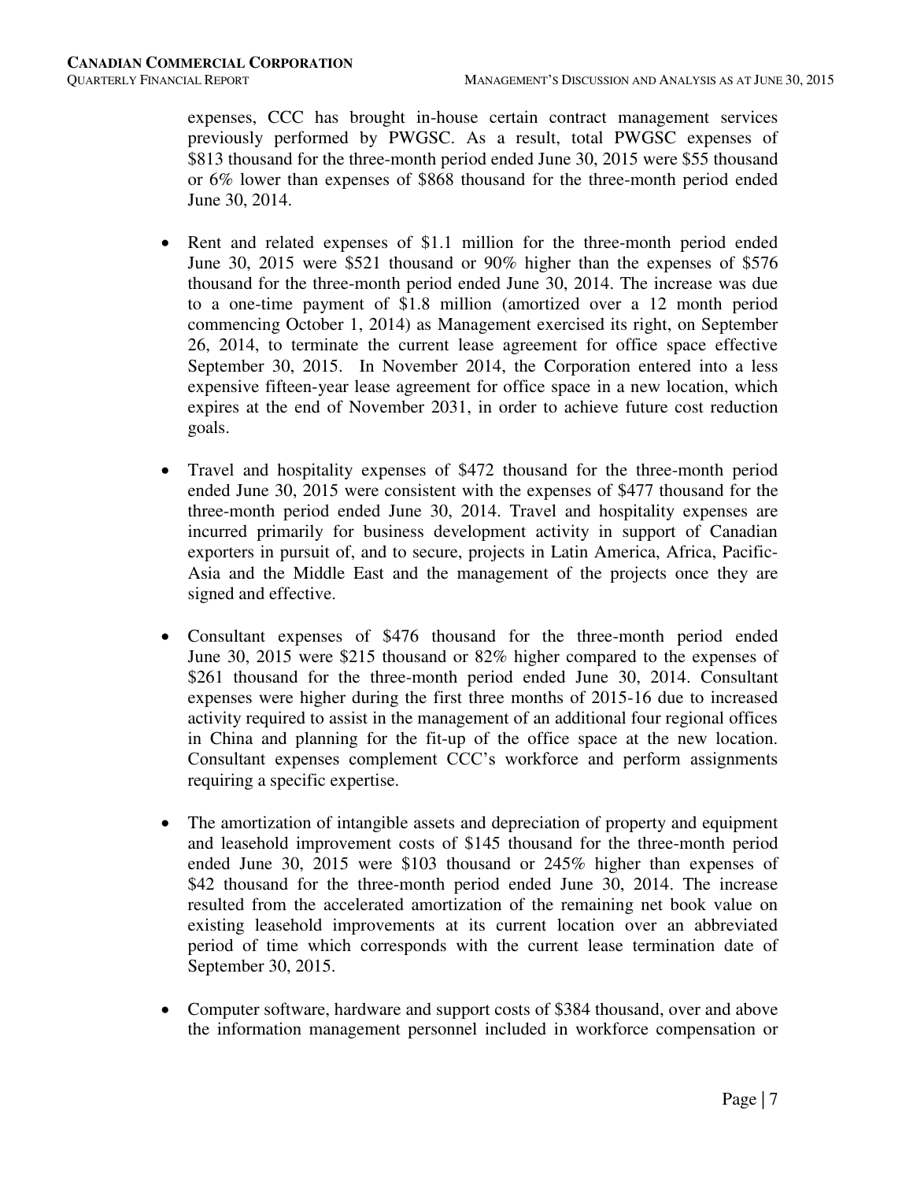expenses, CCC has brought in-house certain contract management services previously performed by PWGSC. As a result, total PWGSC expenses of $813 thousand for the three-month period ended June 30, 2015 were $55 thousand or 6% lower than expenses of $868 thousand for the three-month period ended June 30, 2014.

- Rent and related expenses of $1.1 million for the three-month period ended June 30, 2015 were $521 thousand or 90% higher than the expenses of $576 thousand for the three-month period ended June 30, 2014. The increase was due to a one-time payment of $1.8 million (amortized over a 12 month period commencing October 1, 2014) as Management exercised its right, on September 26, 2014, to terminate the current lease agreement for office space effective September 30, 2015. In November 2014, the Corporation entered into a less expensive fifteen-year lease agreement for office space in a new location, which expires at the end of November 2031, in order to achieve future cost reduction goals.

- Travel and hospitality expenses of $472 thousand for the three-month period ended June 30, 2015 were consistent with the expenses of $477 thousand for the three-month period ended June 30, 2014. Travel and hospitality expenses are incurred primarily for business development activity in support of Canadian exporters in pursuit of, and to secure, projects in Latin America, Africa, Pacific-Asia and the Middle East and the management of the projects once they are signed and effective.

- Consultant expenses of $476 thousand for the three-month period ended June 30, 2015 were $215 thousand or 82% higher compared to the expenses of $261 thousand for the three-month period ended June 30, 2014. Consultant expenses were higher during the first three months of 2015-16 due to increased activity required to assist in the management of an additional four regional offices in China and planning for the fit-up of the office space at the new location. Consultant expenses complement CCC's workforce and perform assignments requiring a specific expertise.

- The amortization of intangible assets and depreciation of property and equipment and leasehold improvement costs of $145 thousand for the three-month period ended June 30, 2015 were $103 thousand or 245% higher than expenses of $42 thousand for the three-month period ended June 30, 2014. The increase resulted from the accelerated amortization of the remaining net book value on existing leasehold improvements at its current location over an abbreviated period of time which corresponds with the current lease termination date of September 30, 2015.

- Computer software, hardware and support costs of $384 thousand, over and above the information management personnel included in workforce compensation or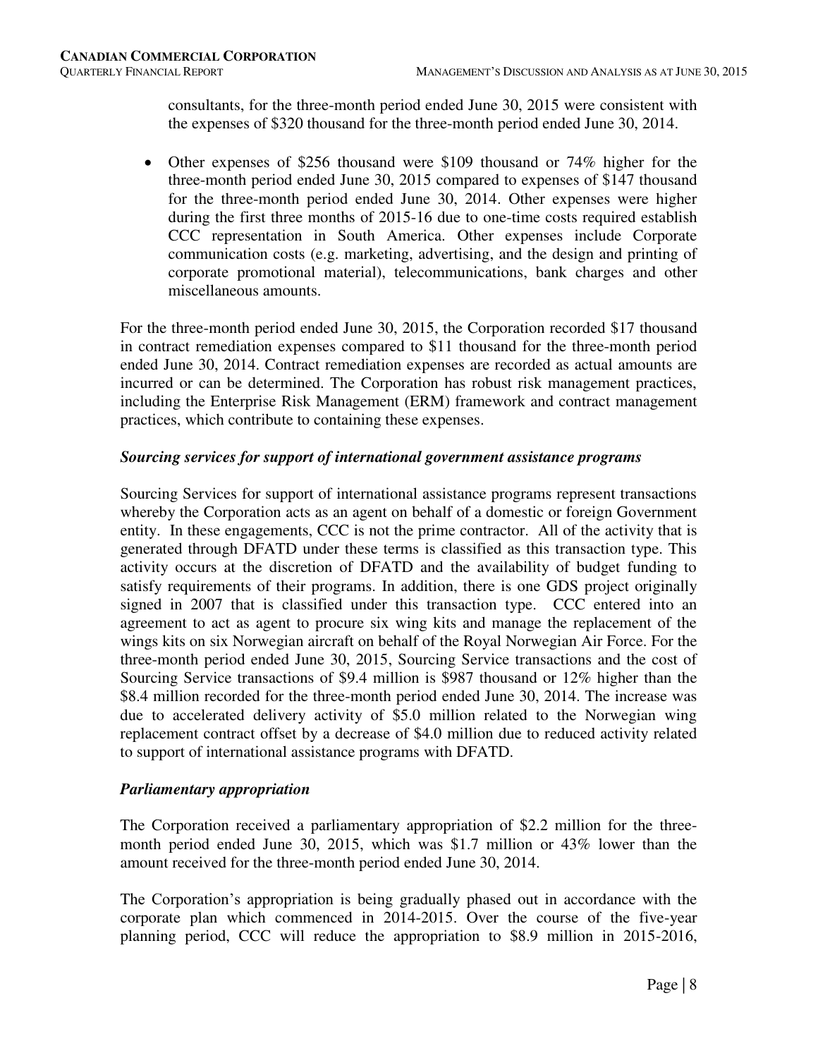consultants, for the three-month period ended June 30, 2015 were consistent with the expenses of $320 thousand for the three-month period ended June 30, 2014.

- Other expenses of $256 thousand were $109 thousand or 74% higher for the three-month period ended June 30, 2015 compared to expenses of $147 thousand for the three-month period ended June 30, 2014. Other expenses were higher during the first three months of 2015-16 due to one-time costs required establish CCC representation in South America. Other expenses include Corporate communication costs (e.g. marketing, advertising, and the design and printing of corporate promotional material), telecommunications, bank charges and other miscellaneous amounts.

For the three-month period ended June 30, 2015, the Corporation recorded $17 thousand in contract remediation expenses compared to $11 thousand for the three-month period ended June 30, 2014. Contract remediation expenses are recorded as actual amounts are incurred or can be determined. The Corporation has robust risk management practices, including the Enterprise Risk Management (ERM) framework and contract management practices, which contribute to containing these expenses.

### *Sourcing services for support of international government assistance programs*

Sourcing Services for support of international assistance programs represent transactions whereby the Corporation acts as an agent on behalf of a domestic or foreign Government entity. In these engagements, CCC is not the prime contractor. All of the activity that is generated through DFATD under these terms is classified as this transaction type. This activity occurs at the discretion of DFATD and the availability of budget funding to satisfy requirements of their programs. In addition, there is one GDS project originally signed in 2007 that is classified under this transaction type. CCC entered into an agreement to act as agent to procure six wing kits and manage the replacement of the wings kits on six Norwegian aircraft on behalf of the Royal Norwegian Air Force. For the three-month period ended June 30, 2015, Sourcing Service transactions and the cost of Sourcing Service transactions of $9.4 million is $987 thousand or 12% higher than the $8.4 million recorded for the three-month period ended June 30, 2014. The increase was due to accelerated delivery activity of $5.0 million related to the Norwegian wing replacement contract offset by a decrease of $4.0 million due to reduced activity related to support of international assistance programs with DFATD.

### *Parliamentary appropriation*

The Corporation received a parliamentary appropriation of $2.2 million for the three-month period ended June 30, 2015, which was $1.7 million or 43% lower than the amount received for the three-month period ended June 30, 2014.

The Corporation's appropriation is being gradually phased out in accordance with the corporate plan which commenced in 2014-2015. Over the course of the five-year planning period, CCC will reduce the appropriation to $8.9 million in 2015-2016,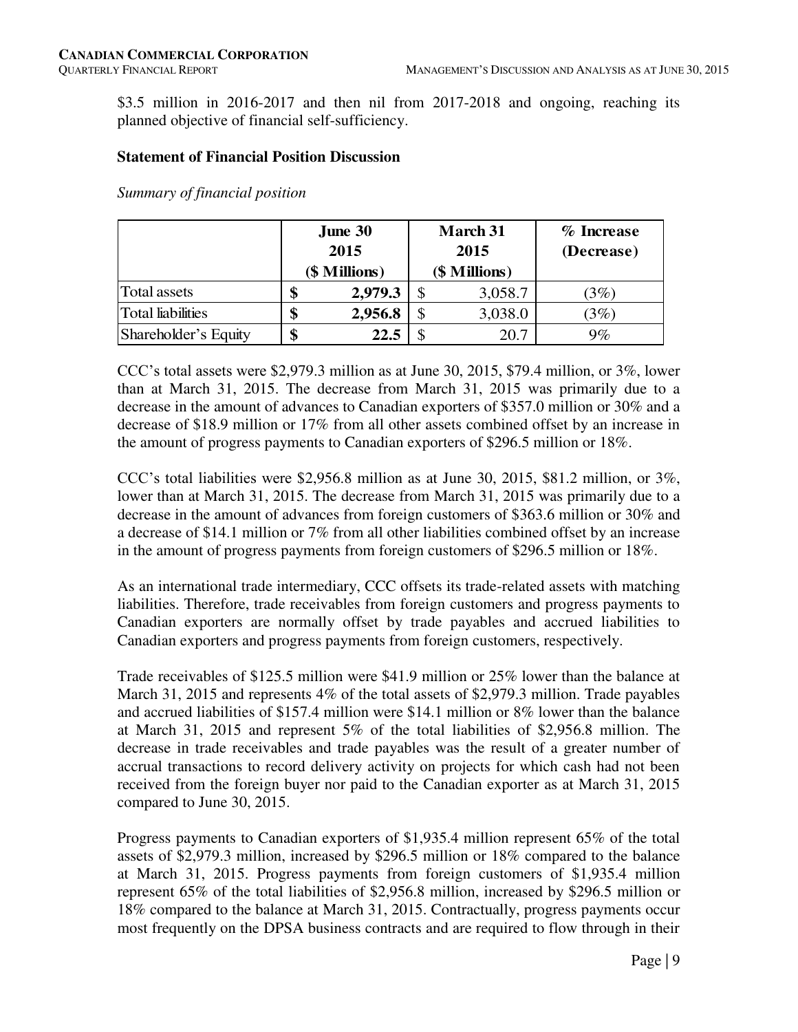$3.5 million in 2016-2017 and then nil from 2017-2018 and ongoing, reaching its planned objective of financial self-sufficiency.

**Statement of Financial Position Discussion**

*Summary of financial position*

| | June 30 2015 ($ Millions) | March 31 2015 ($ Millions) | % Increase (Decrease) |
|---|---|---|---|
| Total assets | **$ 2,979.3** | $ 3,058.7 | (3%) |
| Total liabilities | **$ 2,956.8** | $ 3,038.0 | (3%) |
| Shareholder's Equity | **$ 22.5** | $ 20.7 | 9% |

CCC's total assets were $2,979.3 million as at June 30, 2015, $79.4 million, or 3%, lower than at March 31, 2015. The decrease from March 31, 2015 was primarily due to a decrease in the amount of advances to Canadian exporters of $357.0 million or 30% and a decrease of $18.9 million or 17% from all other assets combined offset by an increase in the amount of progress payments to Canadian exporters of $296.5 million or 18%.

CCC's total liabilities were $2,956.8 million as at June 30, 2015, $81.2 million, or 3%, lower than at March 31, 2015. The decrease from March 31, 2015 was primarily due to a decrease in the amount of advances from foreign customers of $363.6 million or 30% and a decrease of $14.1 million or 7% from all other liabilities combined offset by an increase in the amount of progress payments from foreign customers of $296.5 million or 18%.

As an international trade intermediary, CCC offsets its trade-related assets with matching liabilities. Therefore, trade receivables from foreign customers and progress payments to Canadian exporters are normally offset by trade payables and accrued liabilities to Canadian exporters and progress payments from foreign customers, respectively.

Trade receivables of $125.5 million were $41.9 million or 25% lower than the balance at March 31, 2015 and represents 4% of the total assets of $2,979.3 million. Trade payables and accrued liabilities of $157.4 million were $14.1 million or 8% lower than the balance at March 31, 2015 and represent 5% of the total liabilities of $2,956.8 million. The decrease in trade receivables and trade payables was the result of a greater number of accrual transactions to record delivery activity on projects for which cash had not been received from the foreign buyer nor paid to the Canadian exporter as at March 31, 2015 compared to June 30, 2015.

Progress payments to Canadian exporters of $1,935.4 million represent 65% of the total assets of $2,979.3 million, increased by $296.5 million or 18% compared to the balance at March 31, 2015. Progress payments from foreign customers of $1,935.4 million represent 65% of the total liabilities of $2,956.8 million, increased by $296.5 million or 18% compared to the balance at March 31, 2015. Contractually, progress payments occur most frequently on the DPSA business contracts and are required to flow through in their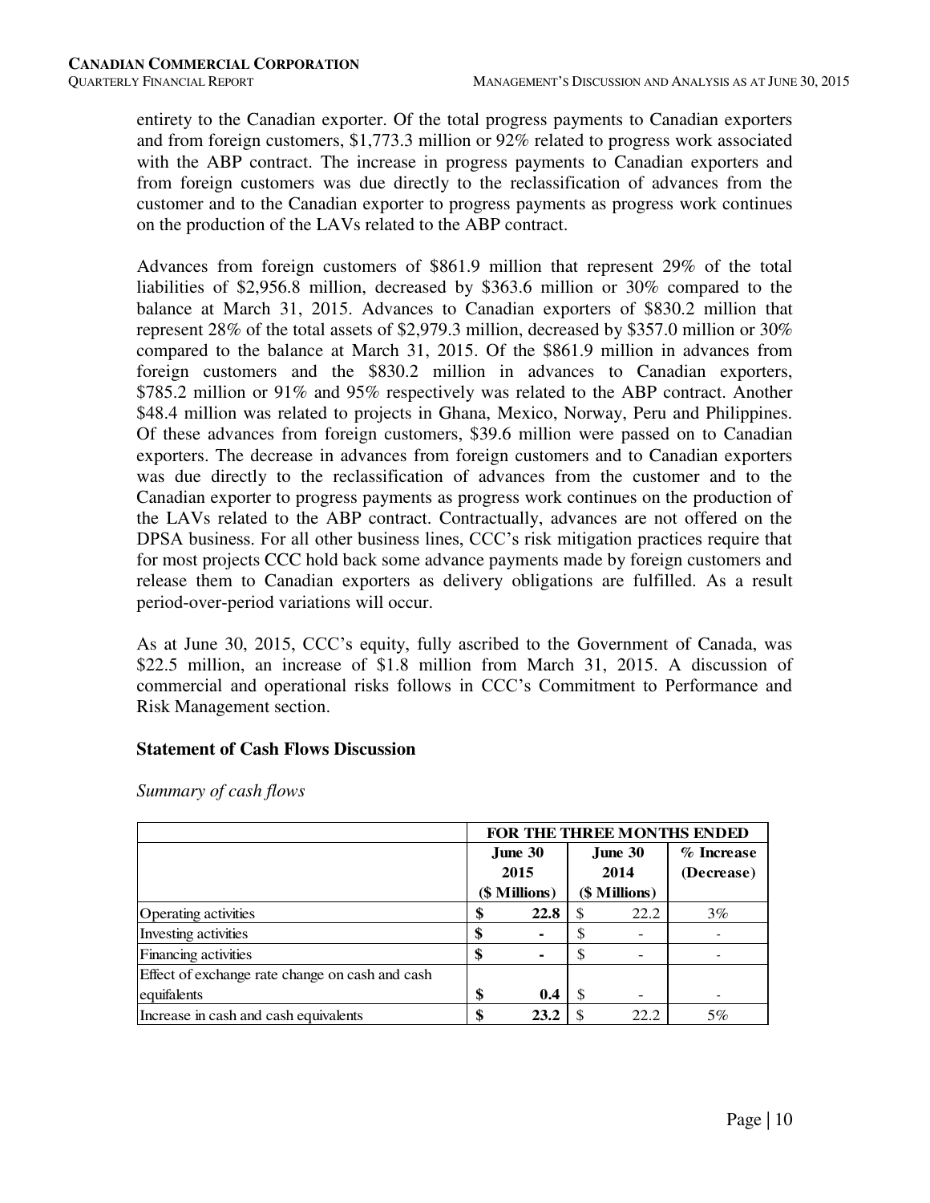entirety to the Canadian exporter. Of the total progress payments to Canadian exporters and from foreign customers, $1,773.3 million or 92% related to progress work associated with the ABP contract. The increase in progress payments to Canadian exporters and from foreign customers was due directly to the reclassification of advances from the customer and to the Canadian exporter to progress payments as progress work continues on the production of the LAVs related to the ABP contract.

Advances from foreign customers of $861.9 million that represent 29% of the total liabilities of $2,956.8 million, decreased by $363.6 million or 30% compared to the balance at March 31, 2015. Advances to Canadian exporters of $830.2 million that represent 28% of the total assets of $2,979.3 million, decreased by $357.0 million or 30% compared to the balance at March 31, 2015. Of the $861.9 million in advances from foreign customers and the $830.2 million in advances to Canadian exporters, $785.2 million or 91% and 95% respectively was related to the ABP contract. Another $48.4 million was related to projects in Ghana, Mexico, Norway, Peru and Philippines. Of these advances from foreign customers, $39.6 million were passed on to Canadian exporters. The decrease in advances from foreign customers and to Canadian exporters was due directly to the reclassification of advances from the customer and to the Canadian exporter to progress payments as progress work continues on the production of the LAVs related to the ABP contract. Contractually, advances are not offered on the DPSA business. For all other business lines, CCC's risk mitigation practices require that for most projects CCC hold back some advance payments made by foreign customers and release them to Canadian exporters as delivery obligations are fulfilled. As a result period-over-period variations will occur.

As at June 30, 2015, CCC's equity, fully ascribed to the Government of Canada, was $22.5 million, an increase of $1.8 million from March 31, 2015. A discussion of commercial and operational risks follows in CCC's Commitment to Performance and Risk Management section.

## Statement of Cash Flows Discussion

*Summary of cash flows*

| | **FOR THE THREE MONTHS ENDED** | | |
|---|---|---|---|
| | **June 30 2015 ($ Millions)** | **June 30 2014 ($ Millions)** | **% Increase (Decrease)** |
| Operating activities | **$ 22.8** | $ 22.2 | 3% |
| Investing activities | **$ -** | $ - | - |
| Financing activities | **$ -** | $ - | - |
| Effect of exchange rate change on cash and cash equifalents | **$ 0.4** | $ - | - |
| Increase in cash and cash equivalents | **$ 23.2** | $ 22.2 | 5% |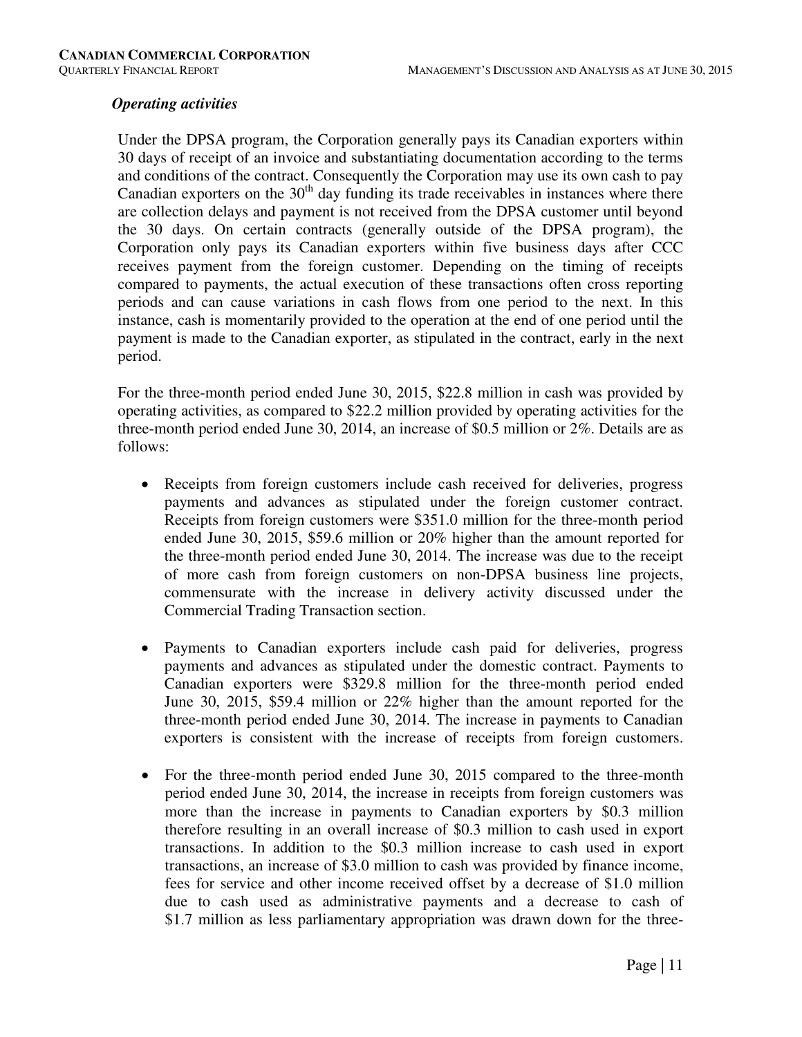### *Operating activities*

Under the DPSA program, the Corporation generally pays its Canadian exporters within 30 days of receipt of an invoice and substantiating documentation according to the terms and conditions of the contract. Consequently the Corporation may use its own cash to pay Canadian exporters on the 30th day funding its trade receivables in instances where there are collection delays and payment is not received from the DPSA customer until beyond the 30 days. On certain contracts (generally outside of the DPSA program), the Corporation only pays its Canadian exporters within five business days after CCC receives payment from the foreign customer. Depending on the timing of receipts compared to payments, the actual execution of these transactions often cross reporting periods and can cause variations in cash flows from one period to the next. In this instance, cash is momentarily provided to the operation at the end of one period until the payment is made to the Canadian exporter, as stipulated in the contract, early in the next period.

For the three-month period ended June 30, 2015, $22.8 million in cash was provided by operating activities, as compared to $22.2 million provided by operating activities for the three-month period ended June 30, 2014, an increase of $0.5 million or 2%. Details are as follows:

- Receipts from foreign customers include cash received for deliveries, progress payments and advances as stipulated under the foreign customer contract. Receipts from foreign customers were $351.0 million for the three-month period ended June 30, 2015, $59.6 million or 20% higher than the amount reported for the three-month period ended June 30, 2014. The increase was due to the receipt of more cash from foreign customers on non-DPSA business line projects, commensurate with the increase in delivery activity discussed under the Commercial Trading Transaction section.

- Payments to Canadian exporters include cash paid for deliveries, progress payments and advances as stipulated under the domestic contract. Payments to Canadian exporters were $329.8 million for the three-month period ended June 30, 2015, $59.4 million or 22% higher than the amount reported for the three-month period ended June 30, 2014. The increase in payments to Canadian exporters is consistent with the increase of receipts from foreign customers.

- For the three-month period ended June 30, 2015 compared to the three-month period ended June 30, 2014, the increase in receipts from foreign customers was more than the increase in payments to Canadian exporters by $0.3 million therefore resulting in an overall increase of $0.3 million to cash used in export transactions. In addition to the $0.3 million increase to cash used in export transactions, an increase of $3.0 million to cash was provided by finance income, fees for service and other income received offset by a decrease of $1.0 million due to cash used as administrative payments and a decrease to cash of $1.7 million as less parliamentary appropriation was drawn down for the three-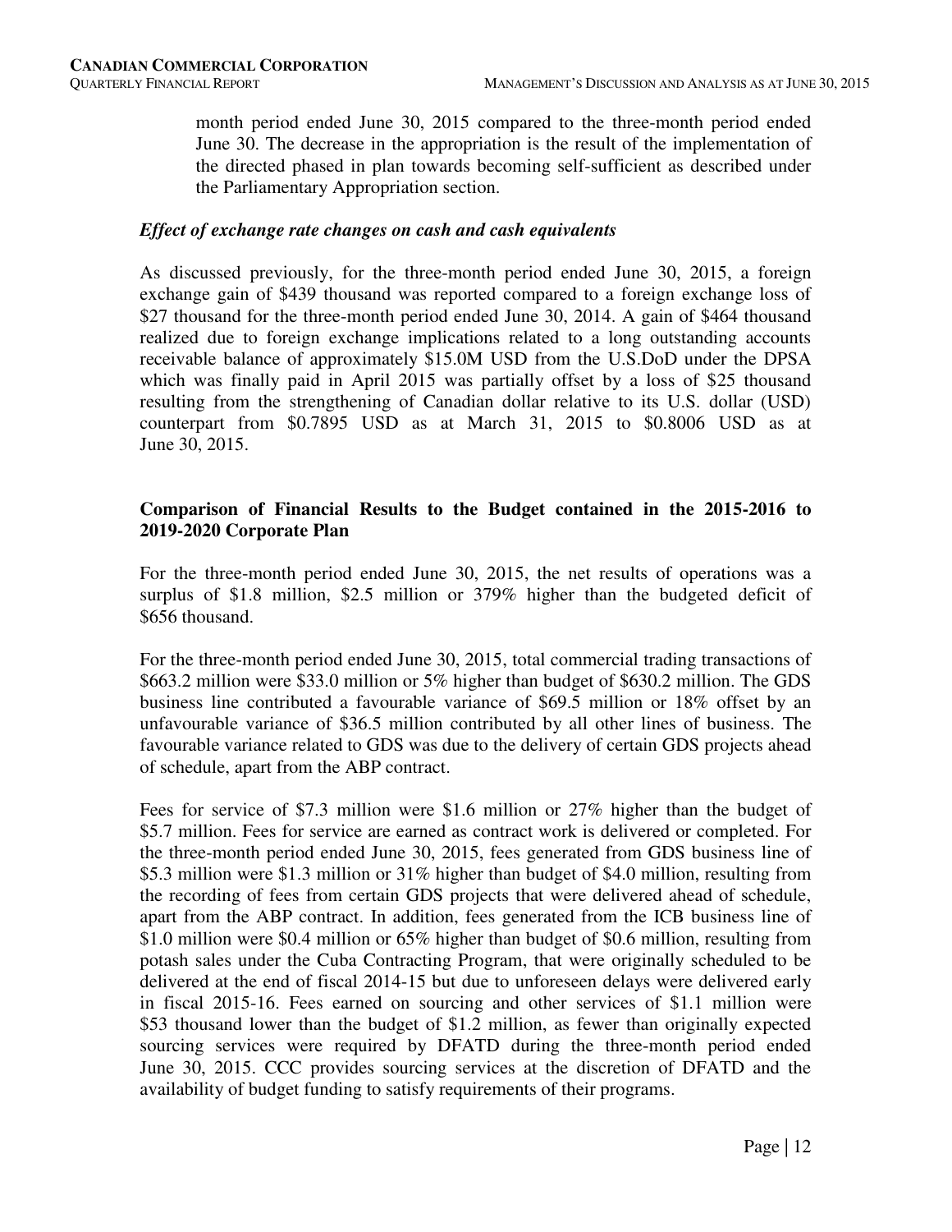month period ended June 30, 2015 compared to the three-month period ended June 30. The decrease in the appropriation is the result of the implementation of the directed phased in plan towards becoming self-sufficient as described under the Parliamentary Appropriation section.

### *Effect of exchange rate changes on cash and cash equivalents*

As discussed previously, for the three-month period ended June 30, 2015, a foreign exchange gain of $439 thousand was reported compared to a foreign exchange loss of $27 thousand for the three-month period ended June 30, 2014. A gain of $464 thousand realized due to foreign exchange implications related to a long outstanding accounts receivable balance of approximately $15.0M USD from the U.S.DoD under the DPSA which was finally paid in April 2015 was partially offset by a loss of $25 thousand resulting from the strengthening of Canadian dollar relative to its U.S. dollar (USD) counterpart from $0.7895 USD as at March 31, 2015 to $0.8006 USD as at June 30, 2015.

## Comparison of Financial Results to the Budget contained in the 2015-2016 to 2019-2020 Corporate Plan

For the three-month period ended June 30, 2015, the net results of operations was a surplus of $1.8 million, $2.5 million or 379% higher than the budgeted deficit of $656 thousand.

For the three-month period ended June 30, 2015, total commercial trading transactions of $663.2 million were $33.0 million or 5% higher than budget of $630.2 million. The GDS business line contributed a favourable variance of $69.5 million or 18% offset by an unfavourable variance of $36.5 million contributed by all other lines of business. The favourable variance related to GDS was due to the delivery of certain GDS projects ahead of schedule, apart from the ABP contract.

Fees for service of $7.3 million were $1.6 million or 27% higher than the budget of $5.7 million. Fees for service are earned as contract work is delivered or completed. For the three-month period ended June 30, 2015, fees generated from GDS business line of $5.3 million were $1.3 million or 31% higher than budget of $4.0 million, resulting from the recording of fees from certain GDS projects that were delivered ahead of schedule, apart from the ABP contract. In addition, fees generated from the ICB business line of $1.0 million were $0.4 million or 65% higher than budget of $0.6 million, resulting from potash sales under the Cuba Contracting Program, that were originally scheduled to be delivered at the end of fiscal 2014-15 but due to unforeseen delays were delivered early in fiscal 2015-16. Fees earned on sourcing and other services of $1.1 million were $53 thousand lower than the budget of $1.2 million, as fewer than originally expected sourcing services were required by DFATD during the three-month period ended June 30, 2015. CCC provides sourcing services at the discretion of DFATD and the availability of budget funding to satisfy requirements of their programs.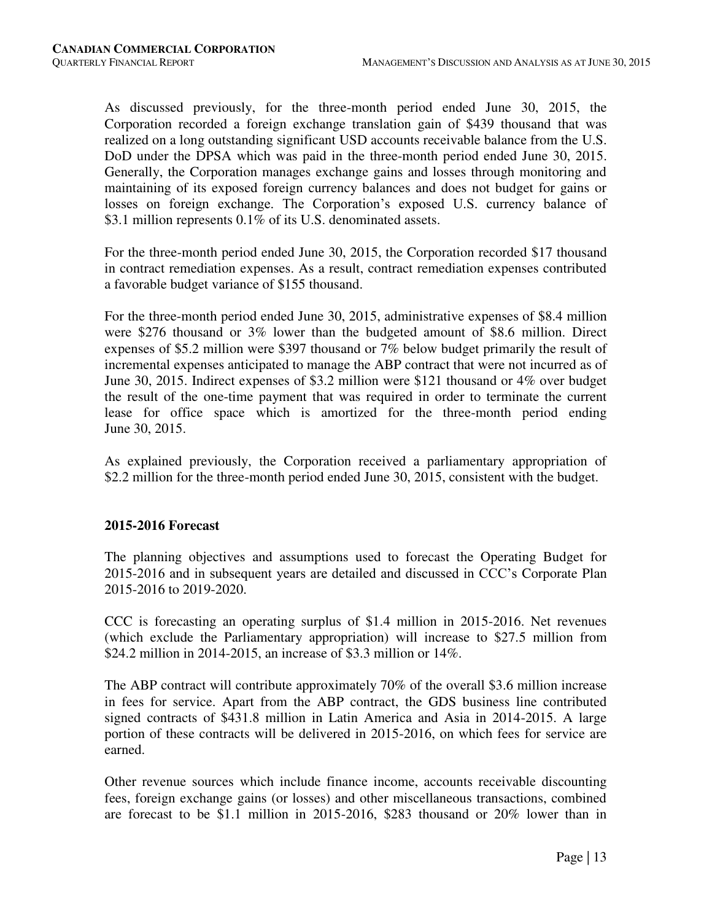As discussed previously, for the three-month period ended June 30, 2015, the Corporation recorded a foreign exchange translation gain of $439 thousand that was realized on a long outstanding significant USD accounts receivable balance from the U.S. DoD under the DPSA which was paid in the three-month period ended June 30, 2015. Generally, the Corporation manages exchange gains and losses through monitoring and maintaining of its exposed foreign currency balances and does not budget for gains or losses on foreign exchange. The Corporation's exposed U.S. currency balance of $3.1 million represents 0.1% of its U.S. denominated assets.

For the three-month period ended June 30, 2015, the Corporation recorded $17 thousand in contract remediation expenses. As a result, contract remediation expenses contributed a favorable budget variance of $155 thousand.

For the three-month period ended June 30, 2015, administrative expenses of $8.4 million were $276 thousand or 3% lower than the budgeted amount of $8.6 million. Direct expenses of $5.2 million were $397 thousand or 7% below budget primarily the result of incremental expenses anticipated to manage the ABP contract that were not incurred as of June 30, 2015. Indirect expenses of $3.2 million were $121 thousand or 4% over budget the result of the one-time payment that was required in order to terminate the current lease for office space which is amortized for the three-month period ending June 30, 2015.

As explained previously, the Corporation received a parliamentary appropriation of $2.2 million for the three-month period ended June 30, 2015, consistent with the budget.

## 2015-2016 Forecast

The planning objectives and assumptions used to forecast the Operating Budget for 2015-2016 and in subsequent years are detailed and discussed in CCC's Corporate Plan 2015-2016 to 2019-2020.

CCC is forecasting an operating surplus of $1.4 million in 2015-2016. Net revenues (which exclude the Parliamentary appropriation) will increase to $27.5 million from $24.2 million in 2014-2015, an increase of $3.3 million or 14%.

The ABP contract will contribute approximately 70% of the overall $3.6 million increase in fees for service. Apart from the ABP contract, the GDS business line contributed signed contracts of $431.8 million in Latin America and Asia in 2014-2015. A large portion of these contracts will be delivered in 2015-2016, on which fees for service are earned.

Other revenue sources which include finance income, accounts receivable discounting fees, foreign exchange gains (or losses) and other miscellaneous transactions, combined are forecast to be $1.1 million in 2015-2016, $283 thousand or 20% lower than in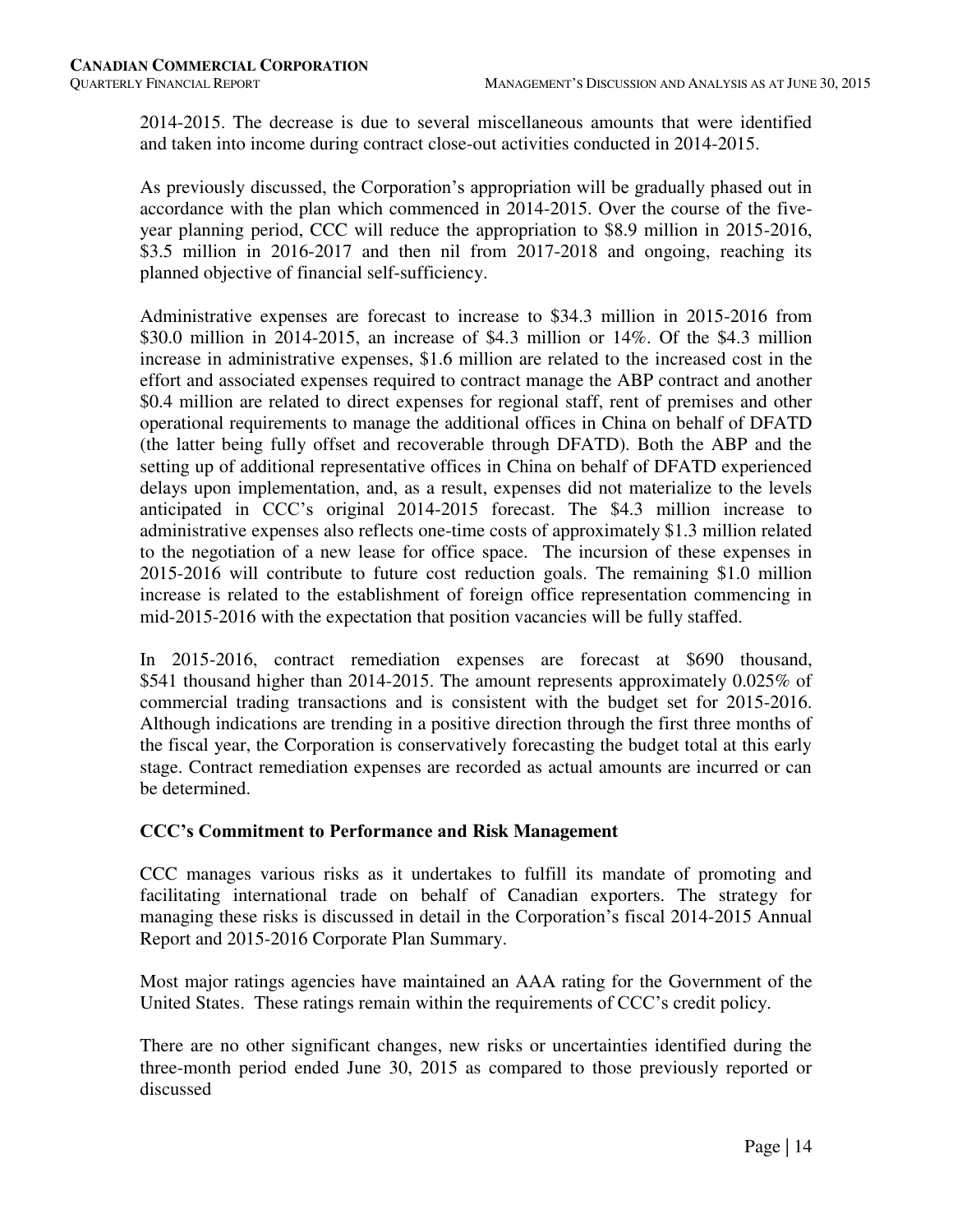2014-2015. The decrease is due to several miscellaneous amounts that were identified and taken into income during contract close-out activities conducted in 2014-2015.

As previously discussed, the Corporation's appropriation will be gradually phased out in accordance with the plan which commenced in 2014-2015. Over the course of the five-year planning period, CCC will reduce the appropriation to $8.9 million in 2015-2016, $3.5 million in 2016-2017 and then nil from 2017-2018 and ongoing, reaching its planned objective of financial self-sufficiency.

Administrative expenses are forecast to increase to $34.3 million in 2015-2016 from $30.0 million in 2014-2015, an increase of $4.3 million or 14%. Of the $4.3 million increase in administrative expenses, $1.6 million are related to the increased cost in the effort and associated expenses required to contract manage the ABP contract and another $0.4 million are related to direct expenses for regional staff, rent of premises and other operational requirements to manage the additional offices in China on behalf of DFATD (the latter being fully offset and recoverable through DFATD). Both the ABP and the setting up of additional representative offices in China on behalf of DFATD experienced delays upon implementation, and, as a result, expenses did not materialize to the levels anticipated in CCC's original 2014-2015 forecast. The $4.3 million increase to administrative expenses also reflects one-time costs of approximately $1.3 million related to the negotiation of a new lease for office space. The incursion of these expenses in 2015-2016 will contribute to future cost reduction goals. The remaining $1.0 million increase is related to the establishment of foreign office representation commencing in mid-2015-2016 with the expectation that position vacancies will be fully staffed.

In 2015-2016, contract remediation expenses are forecast at $690 thousand, $541 thousand higher than 2014-2015. The amount represents approximately 0.025% of commercial trading transactions and is consistent with the budget set for 2015-2016. Although indications are trending in a positive direction through the first three months of the fiscal year, the Corporation is conservatively forecasting the budget total at this early stage. Contract remediation expenses are recorded as actual amounts are incurred or can be determined.

### CCC's Commitment to Performance and Risk Management

CCC manages various risks as it undertakes to fulfill its mandate of promoting and facilitating international trade on behalf of Canadian exporters. The strategy for managing these risks is discussed in detail in the Corporation's fiscal 2014-2015 Annual Report and 2015-2016 Corporate Plan Summary.

Most major ratings agencies have maintained an AAA rating for the Government of the United States. These ratings remain within the requirements of CCC's credit policy.

There are no other significant changes, new risks or uncertainties identified during the three-month period ended June 30, 2015 as compared to those previously reported or discussed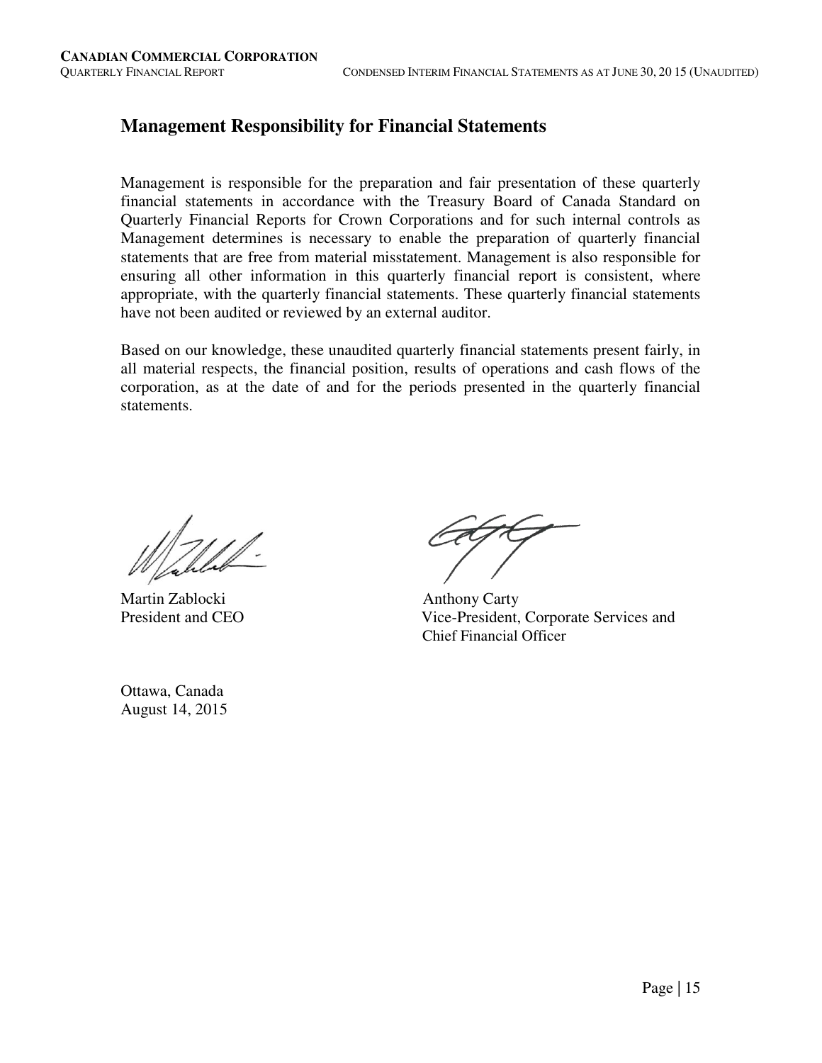## Management Responsibility for Financial Statements

Management is responsible for the preparation and fair presentation of these quarterly financial statements in accordance with the Treasury Board of Canada Standard on Quarterly Financial Reports for Crown Corporations and for such internal controls as Management determines is necessary to enable the preparation of quarterly financial statements that are free from material misstatement. Management is also responsible for ensuring all other information in this quarterly financial report is consistent, where appropriate, with the quarterly financial statements. These quarterly financial statements have not been audited or reviewed by an external auditor.

Based on our knowledge, these unaudited quarterly financial statements present fairly, in all material respects, the financial position, results of operations and cash flows of the corporation, as at the date of and for the periods presented in the quarterly financial statements.

Martin Zablocki
President and CEO

Anthony Carty
Vice-President, Corporate Services and Chief Financial Officer

Ottawa, Canada
August 14, 2015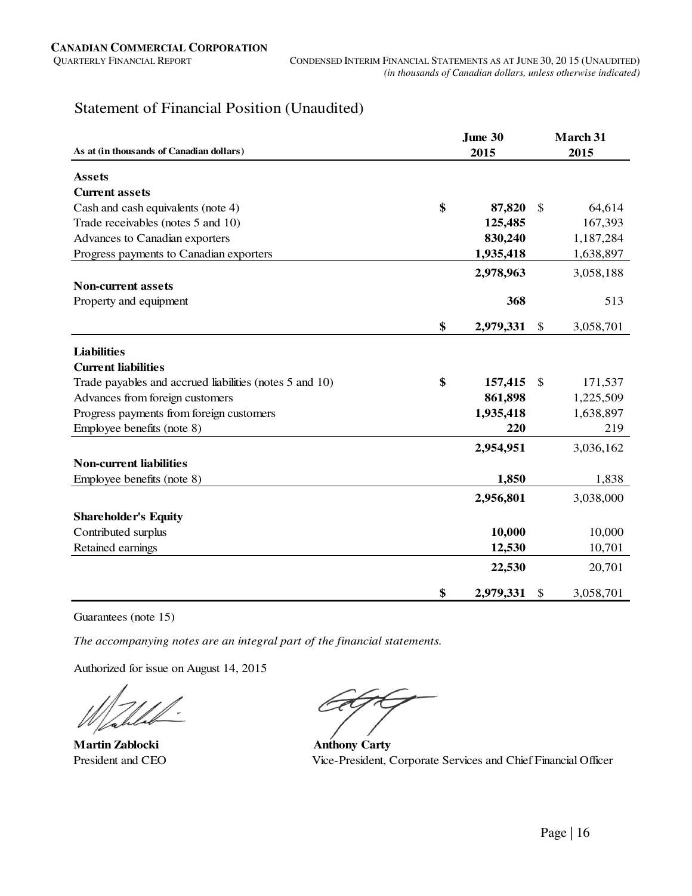# Statement of Financial Position (Unaudited)

| As at (in thousands of Canadian dollars) | June 30 2015 | March 31 2015 |
|---|---|---|
| **Assets** | | |
| **Current assets** | | |
| Cash and cash equivalents (note 4) | **$ 87,820** | $ 64,614 |
| Trade receivables (notes 5 and 10) | **125,485** | 167,393 |
| Advances to Canadian exporters | **830,240** | 1,187,284 |
| Progress payments to Canadian exporters | **1,935,418** | 1,638,897 |
| | **2,978,963** | 3,058,188 |
| **Non-current assets** | | |
| Property and equipment | **368** | 513 |
| | **$ 2,979,331** | $ 3,058,701 |
| **Liabilities** | | |
| **Current liabilities** | | |
| Trade payables and accrued liabilities (notes 5 and 10) | **$ 157,415** | $ 171,537 |
| Advances from foreign customers | **861,898** | 1,225,509 |
| Progress payments from foreign customers | **1,935,418** | 1,638,897 |
| Employee benefits (note 8) | **220** | 219 |
| | **2,954,951** | 3,036,162 |
| **Non-current liabilities** | | |
| Employee benefits (note 8) | **1,850** | 1,838 |
| | **2,956,801** | 3,038,000 |
| **Shareholder's Equity** | | |
| Contributed surplus | **10,000** | 10,000 |
| Retained earnings | **12,530** | 10,701 |
| | **22,530** | 20,701 |
| | **$ 2,979,331** | $ 3,058,701 |

Guarantees (note 15)

*The accompanying notes are an integral part of the financial statements.*

Authorized for issue on August 14, 2015

**Martin Zablocki**
President and CEO

**Anthony Carty**
Vice-President, Corporate Services and Chief Financial Officer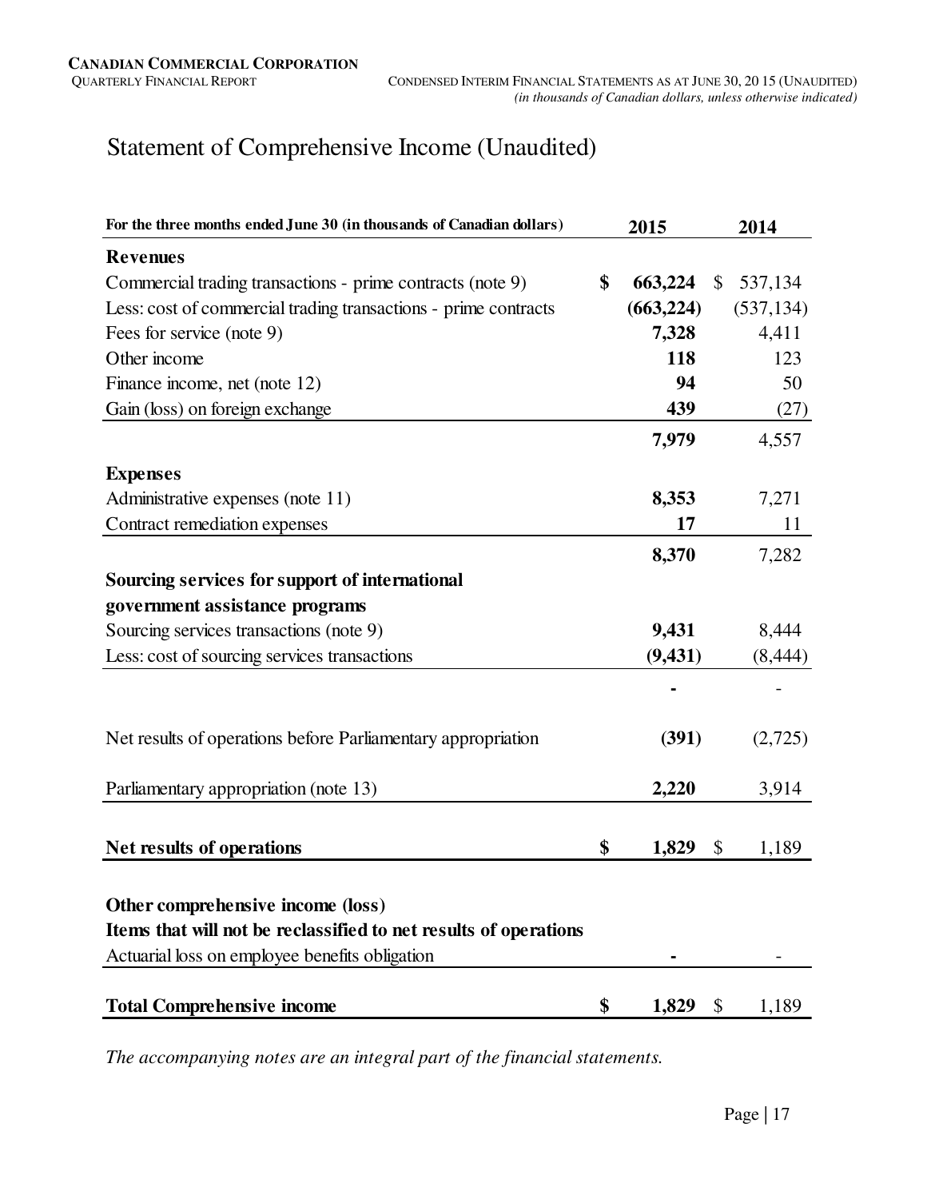# Statement of Comprehensive Income (Unaudited)

| For the three months ended June 30 (in thousands of Canadian dollars) | 2015 | 2014 |
|---|---|---|
| **Revenues** | | |
| Commercial trading transactions - prime contracts (note 9) | **$ 663,224** | $ 537,134 |
| Less: cost of commercial trading transactions - prime contracts | **(663,224)** | (537,134) |
| Fees for service (note 9) | **7,328** | 4,411 |
| Other income | **118** | 123 |
| Finance income, net (note 12) | **94** | 50 |
| Gain (loss) on foreign exchange | **439** | (27) |
| | **7,979** | 4,557 |
| **Expenses** | | |
| Administrative expenses (note 11) | **8,353** | 7,271 |
| Contract remediation expenses | **17** | 11 |
| | **8,370** | 7,282 |
| **Sourcing services for support of international government assistance programs** | | |
| Sourcing services transactions (note 9) | **9,431** | 8,444 |
| Less: cost of sourcing services transactions | **(9,431)** | (8,444) |
| | **-** | - |
| Net results of operations before Parliamentary appropriation | **(391)** | (2,725) |
| Parliamentary appropriation (note 13) | **2,220** | 3,914 |
| **Net results of operations** | **$ 1,829** | $ 1,189 |
| **Other comprehensive income (loss)** | | |
| **Items that will not be reclassified to net results of operations** | | |
| Actuarial loss on employee benefits obligation | **-** | - |
| **Total Comprehensive income** | **$ 1,829** | $ 1,189 |

*The accompanying notes are an integral part of the financial statements.*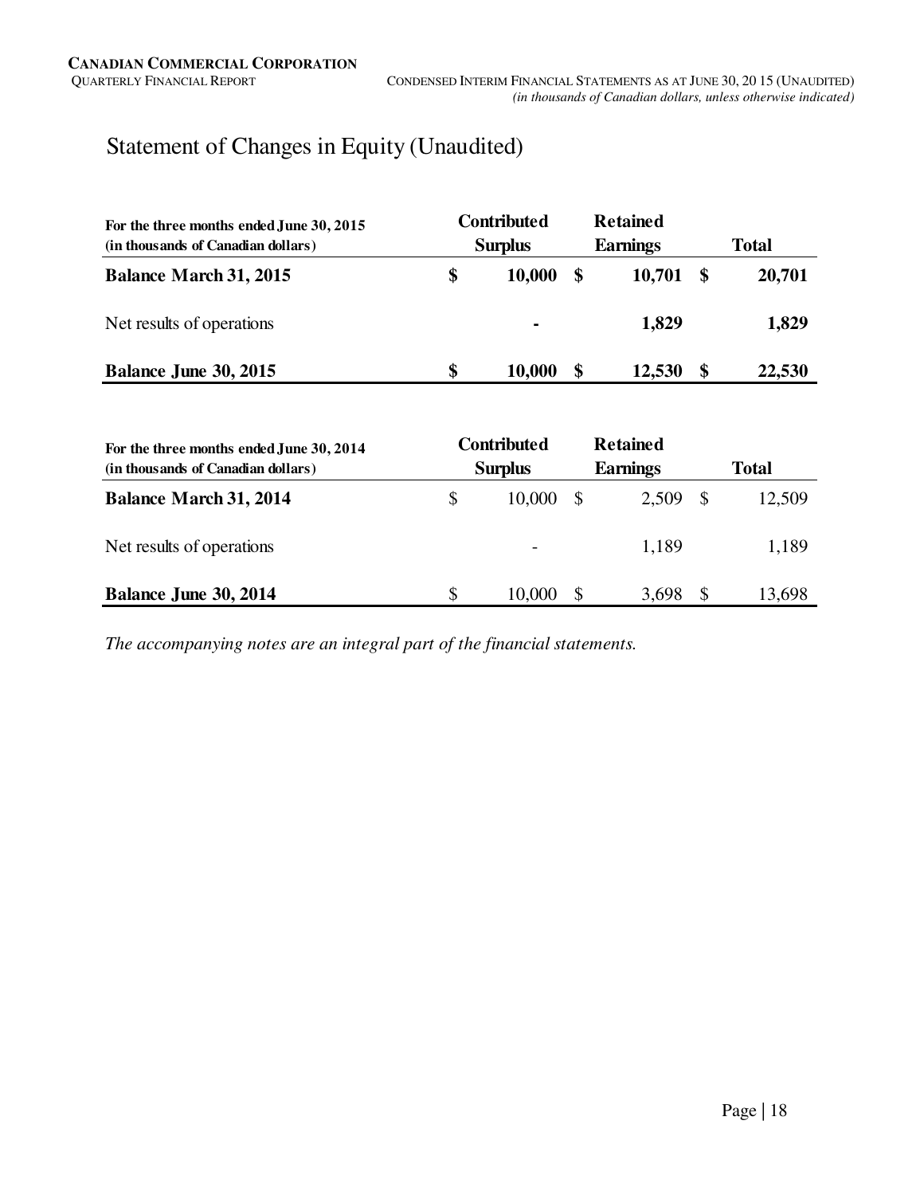# Statement of Changes in Equity (Unaudited)

| For the three months ended June 30, 2015 (in thousands of Canadian dollars) | Contributed Surplus | Retained Earnings | Total |
|---|---|---|---|
| **Balance March 31, 2015** | **$ 10,000** | **$ 10,701** | **$ 20,701** |
| Net results of operations | **-** | **1,829** | **1,829** |
| **Balance June 30, 2015** | **$ 10,000** | **$ 12,530** | **$ 22,530** |

| For the three months ended June 30, 2014 (in thousands of Canadian dollars) | Contributed Surplus | Retained Earnings | Total |
|---|---|---|---|
| **Balance March 31, 2014** | $ 10,000 | $ 2,509 | $ 12,509 |
| Net results of operations | - | 1,189 | 1,189 |
| **Balance June 30, 2014** | $ 10,000 | $ 3,698 | $ 13,698 |

*The accompanying notes are an integral part of the financial statements.*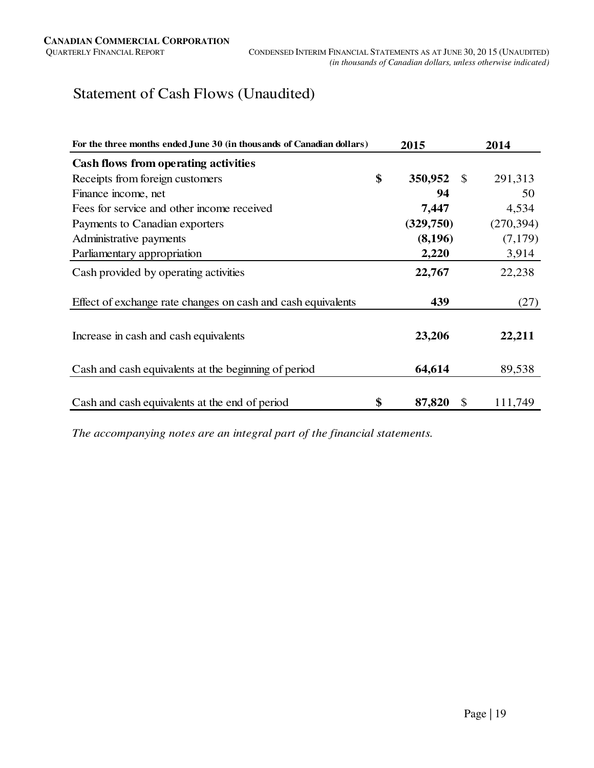# Statement of Cash Flows (Unaudited)

| For the three months ended June 30 (in thousands of Canadian dollars) | 2015 | 2014 |
|---|---|---|
| **Cash flows from operating activities** | | |
| Receipts from foreign customers | **$ 350,952** | $ 291,313 |
| Finance income, net | **94** | 50 |
| Fees for service and other income received | **7,447** | 4,534 |
| Payments to Canadian exporters | **(329,750)** | (270,394) |
| Administrative payments | **(8,196)** | (7,179) |
| Parliamentary appropriation | **2,220** | 3,914 |
| Cash provided by operating activities | **22,767** | 22,238 |
| Effect of exchange rate changes on cash and cash equivalents | **439** | (27) |
| Increase in cash and cash equivalents | **23,206** | **22,211** |
| Cash and cash equivalents at the beginning of period | **64,614** | 89,538 |
| Cash and cash equivalents at the end of period | **$ 87,820** | $ 111,749 |

*The accompanying notes are an integral part of the financial statements.*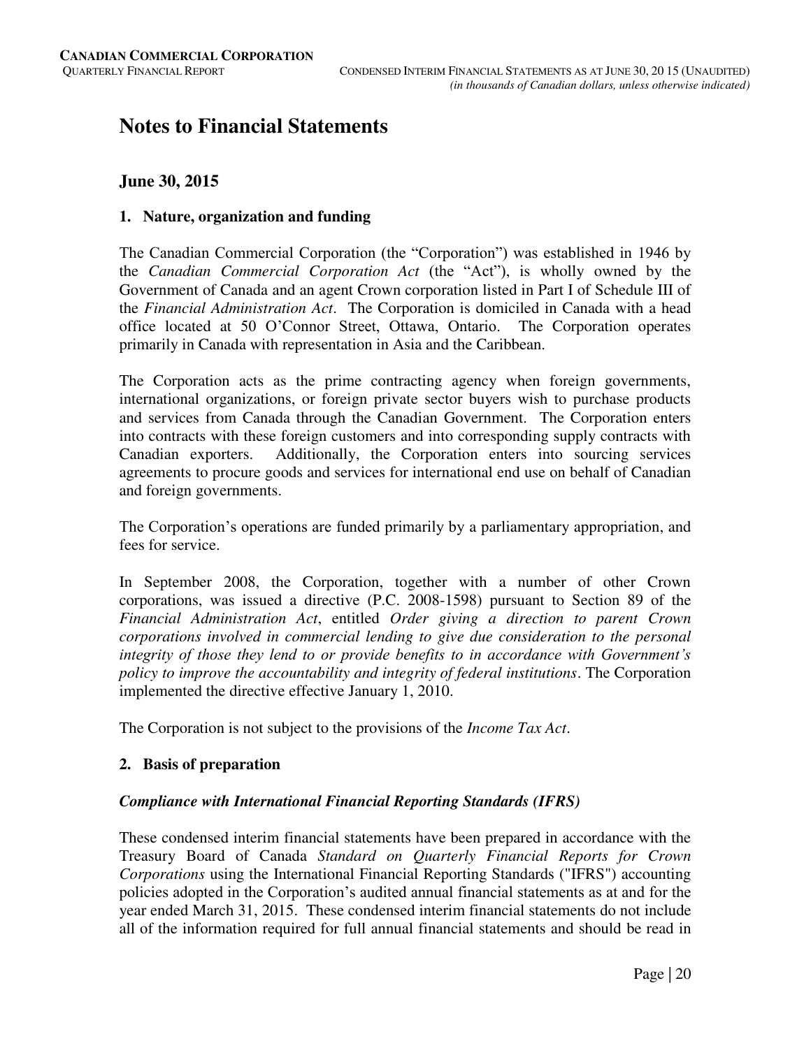# Notes to Financial Statements

## June 30, 2015

### 1. Nature, organization and funding

The Canadian Commercial Corporation (the "Corporation") was established in 1946 by the *Canadian Commercial Corporation Act* (the "Act"), is wholly owned by the Government of Canada and an agent Crown corporation listed in Part I of Schedule III of the *Financial Administration Act*. The Corporation is domiciled in Canada with a head office located at 50 O'Connor Street, Ottawa, Ontario. The Corporation operates primarily in Canada with representation in Asia and the Caribbean.

The Corporation acts as the prime contracting agency when foreign governments, international organizations, or foreign private sector buyers wish to purchase products and services from Canada through the Canadian Government. The Corporation enters into contracts with these foreign customers and into corresponding supply contracts with Canadian exporters. Additionally, the Corporation enters into sourcing services agreements to procure goods and services for international end use on behalf of Canadian and foreign governments.

The Corporation's operations are funded primarily by a parliamentary appropriation, and fees for service.

In September 2008, the Corporation, together with a number of other Crown corporations, was issued a directive (P.C. 2008-1598) pursuant to Section 89 of the *Financial Administration Act*, entitled *Order giving a direction to parent Crown corporations involved in commercial lending to give due consideration to the personal integrity of those they lend to or provide benefits to in accordance with Government's policy to improve the accountability and integrity of federal institutions*. The Corporation implemented the directive effective January 1, 2010.

The Corporation is not subject to the provisions of the *Income Tax Act*.

### 2. Basis of preparation

***Compliance with International Financial Reporting Standards (IFRS)***

These condensed interim financial statements have been prepared in accordance with the Treasury Board of Canada *Standard on Quarterly Financial Reports for Crown Corporations* using the International Financial Reporting Standards ("IFRS") accounting policies adopted in the Corporation's audited annual financial statements as at and for the year ended March 31, 2015. These condensed interim financial statements do not include all of the information required for full annual financial statements and should be read in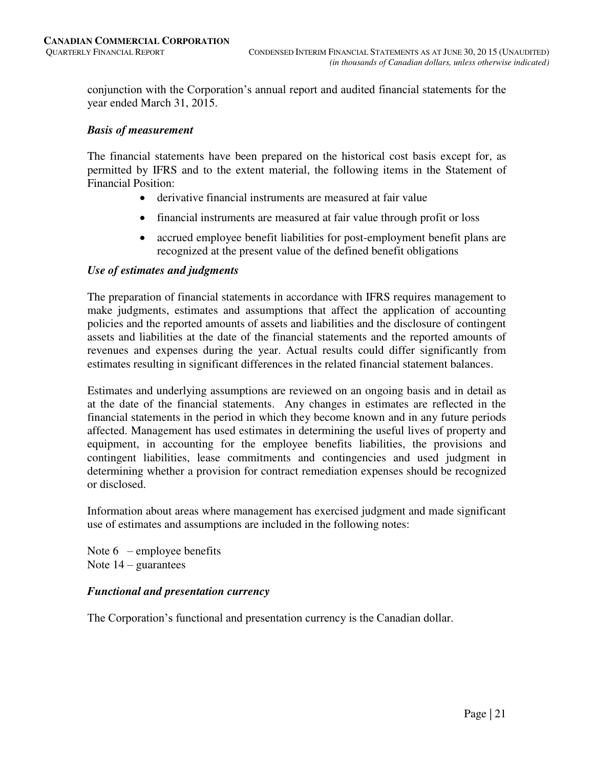conjunction with the Corporation's annual report and audited financial statements for the year ended March 31, 2015.

***Basis of measurement***

The financial statements have been prepared on the historical cost basis except for, as permitted by IFRS and to the extent material, the following items in the Statement of Financial Position:

- derivative financial instruments are measured at fair value
- financial instruments are measured at fair value through profit or loss
- accrued employee benefit liabilities for post-employment benefit plans are recognized at the present value of the defined benefit obligations

***Use of estimates and judgments***

The preparation of financial statements in accordance with IFRS requires management to make judgments, estimates and assumptions that affect the application of accounting policies and the reported amounts of assets and liabilities and the disclosure of contingent assets and liabilities at the date of the financial statements and the reported amounts of revenues and expenses during the year. Actual results could differ significantly from estimates resulting in significant differences in the related financial statement balances.

Estimates and underlying assumptions are reviewed on an ongoing basis and in detail as at the date of the financial statements. Any changes in estimates are reflected in the financial statements in the period in which they become known and in any future periods affected. Management has used estimates in determining the useful lives of property and equipment, in accounting for the employee benefits liabilities, the provisions and contingent liabilities, lease commitments and contingencies and used judgment in determining whether a provision for contract remediation expenses should be recognized or disclosed.

Information about areas where management has exercised judgment and made significant use of estimates and assumptions are included in the following notes:

Note 6 – employee benefits
Note 14 – guarantees

***Functional and presentation currency***

The Corporation's functional and presentation currency is the Canadian dollar.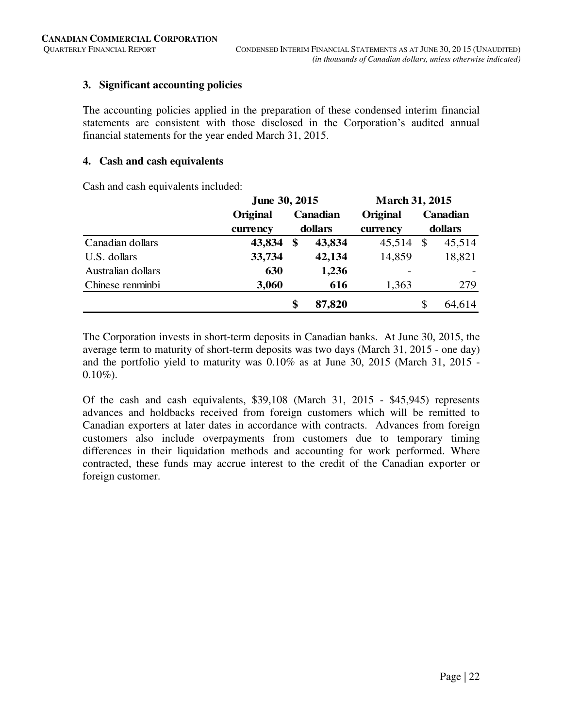## 3. Significant accounting policies

The accounting policies applied in the preparation of these condensed interim financial statements are consistent with those disclosed in the Corporation's audited annual financial statements for the year ended March 31, 2015.

## 4. Cash and cash equivalents

Cash and cash equivalents included:

| | June 30, 2015 | | March 31, 2015 | |
|---|---|---|---|---|
| | Original currency | Canadian dollars | Original currency | Canadian dollars |
| Canadian dollars | **43,834** | **$ 43,834** | 45,514 | $ 45,514 |
| U.S. dollars | **33,734** | **42,134** | 14,859 | 18,821 |
| Australian dollars | **630** | **1,236** | - | - |
| Chinese renminbi | **3,060** | **616** | 1,363 | 279 |
| | | **$ 87,820** | | $ 64,614 |

The Corporation invests in short-term deposits in Canadian banks. At June 30, 2015, the average term to maturity of short-term deposits was two days (March 31, 2015 - one day) and the portfolio yield to maturity was 0.10% as at June 30, 2015 (March 31, 2015 - 0.10%).

Of the cash and cash equivalents, $39,108 (March 31, 2015 - $45,945) represents advances and holdbacks received from foreign customers which will be remitted to Canadian exporters at later dates in accordance with contracts. Advances from foreign customers also include overpayments from customers due to temporary timing differences in their liquidation methods and accounting for work performed. Where contracted, these funds may accrue interest to the credit of the Canadian exporter or foreign customer.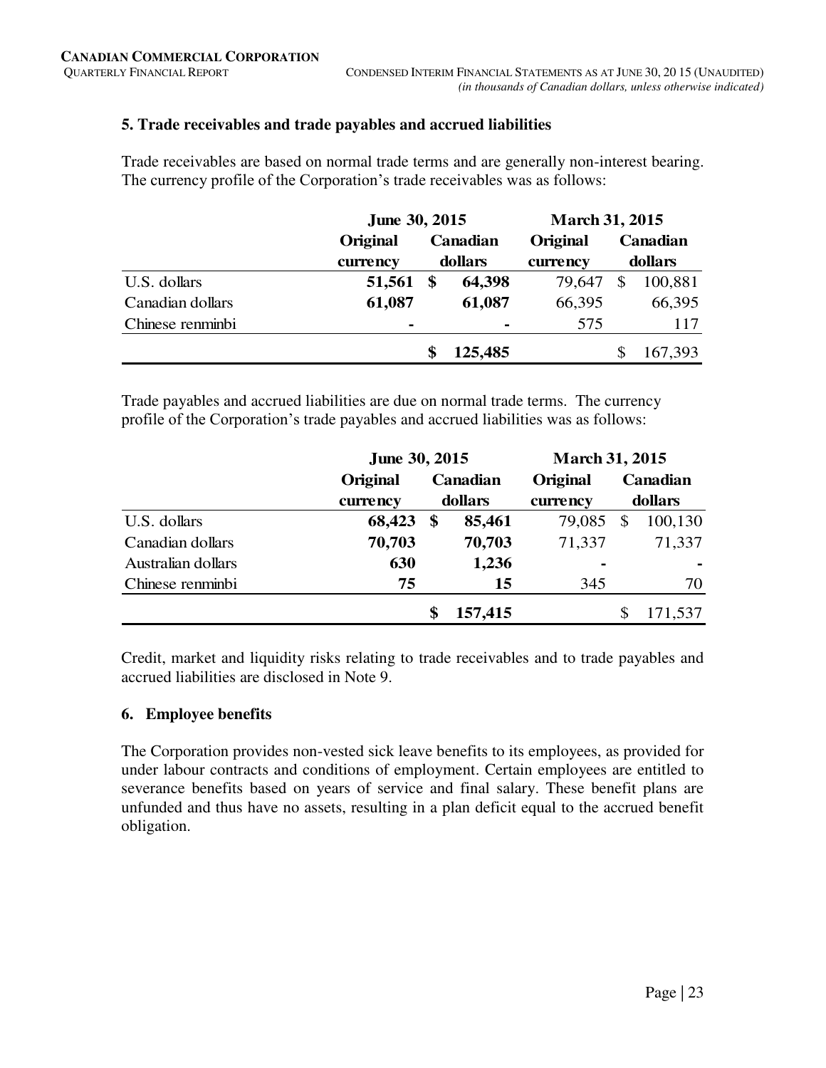## 5. Trade receivables and trade payables and accrued liabilities

Trade receivables are based on normal trade terms and are generally non-interest bearing. The currency profile of the Corporation's trade receivables was as follows:

| | June 30, 2015 | | March 31, 2015 | |
|---|---|---|---|---|
| | **Original currency** | **Canadian dollars** | **Original currency** | **Canadian dollars** |
| U.S. dollars | **51,561** | **$ 64,398** | 79,647 | $ 100,881 |
| Canadian dollars | **61,087** | **61,087** | 66,395 | 66,395 |
| Chinese renminbi | **-** | **-** | 575 | 117 |
| | | **$ 125,485** | | $ 167,393 |

Trade payables and accrued liabilities are due on normal trade terms. The currency profile of the Corporation's trade payables and accrued liabilities was as follows:

| | June 30, 2015 | | March 31, 2015 | |
|---|---|---|---|---|
| | **Original currency** | **Canadian dollars** | **Original currency** | **Canadian dollars** |
| U.S. dollars | **68,423** | **$ 85,461** | 79,085 | $ 100,130 |
| Canadian dollars | **70,703** | **70,703** | 71,337 | 71,337 |
| Australian dollars | **630** | **1,236** | - | - |
| Chinese renminbi | **75** | **15** | 345 | 70 |
| | | **$ 157,415** | | $ 171,537 |

Credit, market and liquidity risks relating to trade receivables and to trade payables and accrued liabilities are disclosed in Note 9.

## 6. Employee benefits

The Corporation provides non-vested sick leave benefits to its employees, as provided for under labour contracts and conditions of employment. Certain employees are entitled to severance benefits based on years of service and final salary. These benefit plans are unfunded and thus have no assets, resulting in a plan deficit equal to the accrued benefit obligation.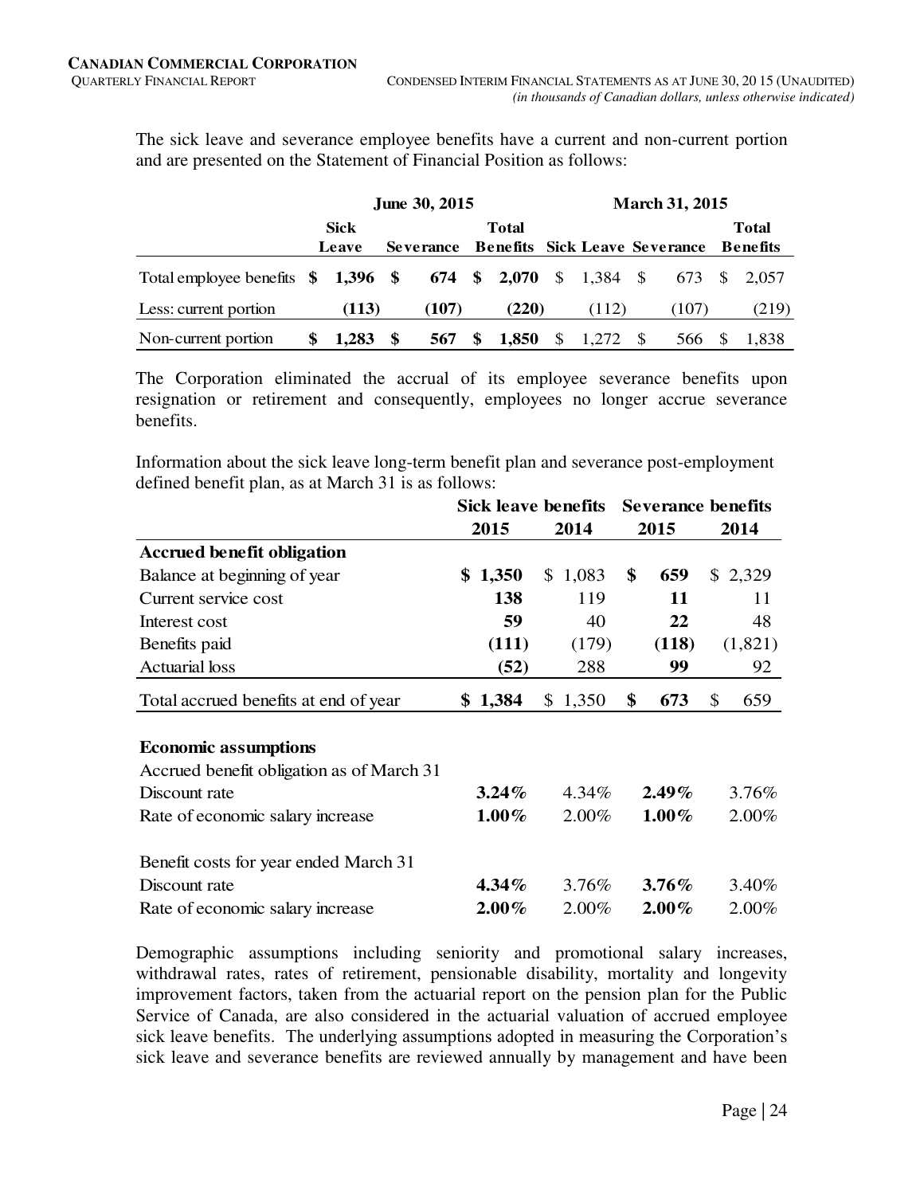The sick leave and severance employee benefits have a current and non-current portion and are presented on the Statement of Financial Position as follows:

| | June 30, 2015 | | | March 31, 2015 | | |
|---|---|---|---|---|---|---|
| | **Sick Leave** | **Severance** | **Total Benefits** | **Sick Leave** | **Severance** | **Total Benefits** |
| Total employee benefits | **$ 1,396** | **$ 674** | **$ 2,070** | $ 1,384 | $ 673 | $ 2,057 |
| Less: current portion | **(113)** | **(107)** | **(220)** | (112) | (107) | (219) |
| Non-current portion | **$ 1,283** | **$ 567** | **$ 1,850** | $ 1,272 | $ 566 | $ 1,838 |

The Corporation eliminated the accrual of its employee severance benefits upon resignation or retirement and consequently, employees no longer accrue severance benefits.

Information about the sick leave long-term benefit plan and severance post-employment defined benefit plan, as at March 31 is as follows:

| | Sick leave benefits | | Severance benefits | |
|---|---|---|---|---|
| | **2015** | **2014** | **2015** | **2014** |
| **Accrued benefit obligation** | | | | |
| Balance at beginning of year | **$ 1,350** | $ 1,083 | **$ 659** | $ 2,329 |
| Current service cost | **138** | 119 | **11** | 11 |
| Interest cost | **59** | 40 | **22** | 48 |
| Benefits paid | **(111)** | (179) | **(118)** | (1,821) |
| Actuarial loss | **(52)** | 288 | **99** | 92 |
| Total accrued benefits at end of year | **$ 1,384** | $ 1,350 | **$ 673** | $ 659 |
| | | | | |
| **Economic assumptions** | | | | |
| Accrued benefit obligation as of March 31 | | | | |
| Discount rate | **3.24%** | 4.34% | **2.49%** | 3.76% |
| Rate of economic salary increase | **1.00%** | 2.00% | **1.00%** | 2.00% |
| | | | | |
| Benefit costs for year ended March 31 | | | | |
| Discount rate | **4.34%** | 3.76% | **3.76%** | 3.40% |
| Rate of economic salary increase | **2.00%** | 2.00% | **2.00%** | 2.00% |

Demographic assumptions including seniority and promotional salary increases, withdrawal rates, rates of retirement, pensionable disability, mortality and longevity improvement factors, taken from the actuarial report on the pension plan for the Public Service of Canada, are also considered in the actuarial valuation of accrued employee sick leave benefits. The underlying assumptions adopted in measuring the Corporation's sick leave and severance benefits are reviewed annually by management and have been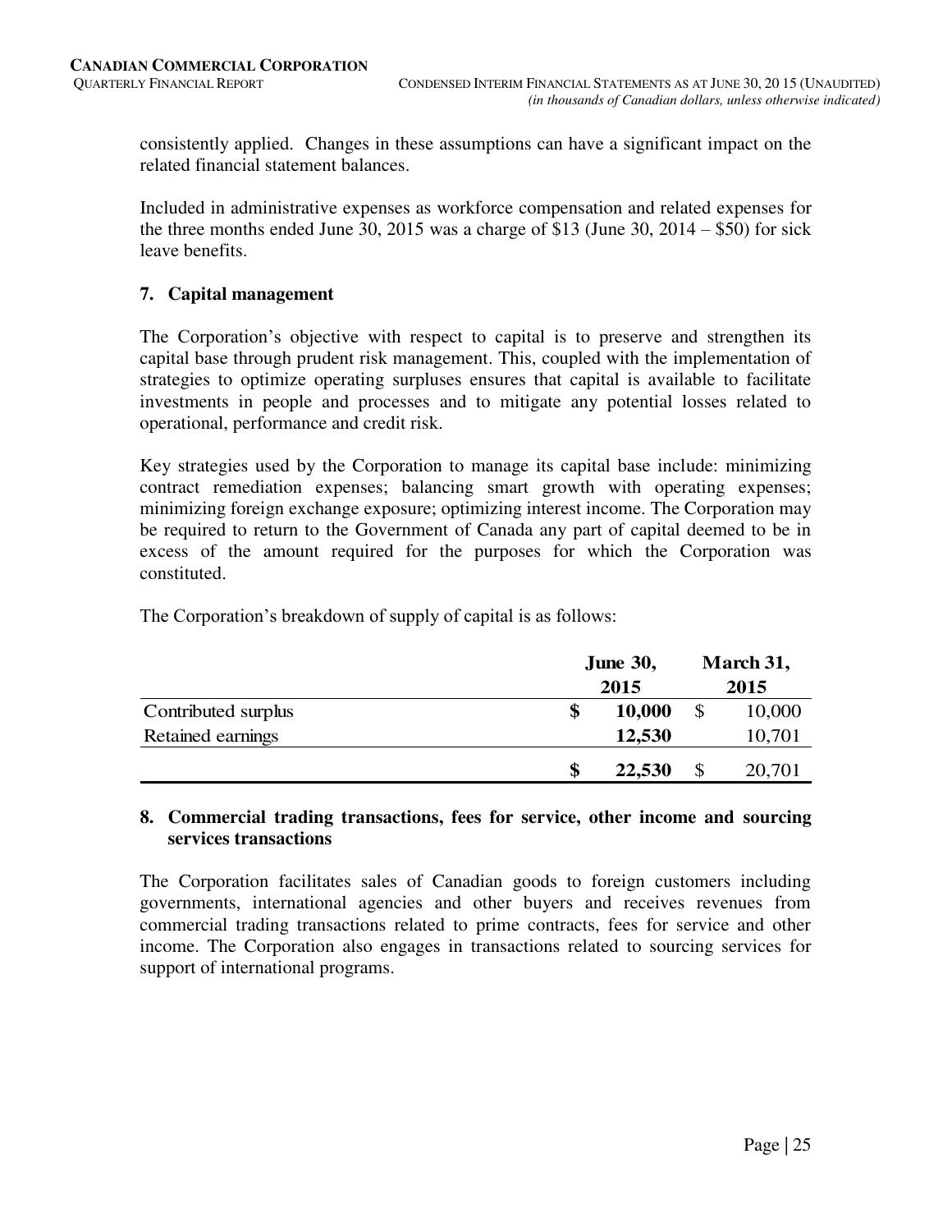consistently applied. Changes in these assumptions can have a significant impact on the related financial statement balances.

Included in administrative expenses as workforce compensation and related expenses for the three months ended June 30, 2015 was a charge of $13 (June 30, 2014 – $50) for sick leave benefits.

## 7. Capital management

The Corporation's objective with respect to capital is to preserve and strengthen its capital base through prudent risk management. This, coupled with the implementation of strategies to optimize operating surpluses ensures that capital is available to facilitate investments in people and processes and to mitigate any potential losses related to operational, performance and credit risk.

Key strategies used by the Corporation to manage its capital base include: minimizing contract remediation expenses; balancing smart growth with operating expenses; minimizing foreign exchange exposure; optimizing interest income. The Corporation may be required to return to the Government of Canada any part of capital deemed to be in excess of the amount required for the purposes for which the Corporation was constituted.

The Corporation's breakdown of supply of capital is as follows:

| | June 30, 2015 | March 31, 2015 |
|---|---|---|
| Contributed surplus | **$ 10,000** | $ 10,000 |
| Retained earnings | **12,530** | 10,701 |
| | **$ 22,530** | $ 20,701 |

## 8. Commercial trading transactions, fees for service, other income and sourcing services transactions

The Corporation facilitates sales of Canadian goods to foreign customers including governments, international agencies and other buyers and receives revenues from commercial trading transactions related to prime contracts, fees for service and other income. The Corporation also engages in transactions related to sourcing services for support of international programs.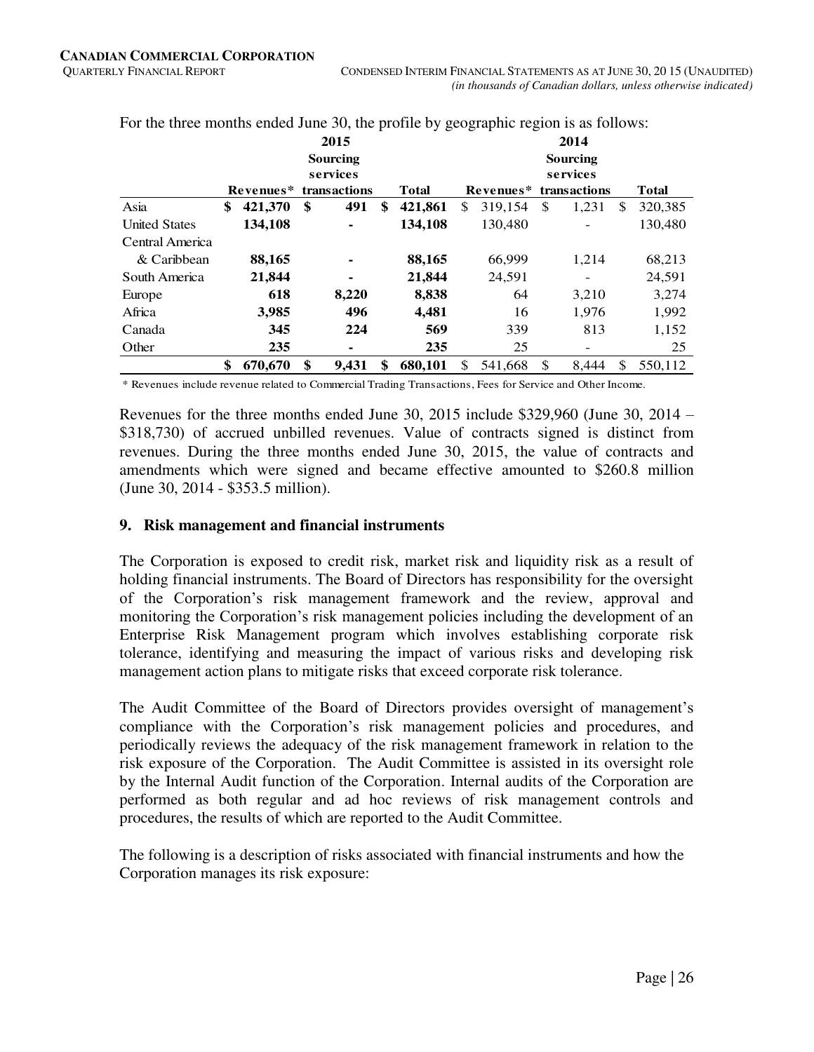For the three months ended June 30, the profile by geographic region is as follows:

| | 2015 | | | 2014 | | |
|---|---|---|---|---|---|---|
| | Revenues* | Sourcing services transactions | Total | Revenues* | Sourcing services transactions | Total |
| Asia | **$ 421,370** | **$ 491** | **$ 421,861** | $ 319,154 | $ 1,231 | $ 320,385 |
| United States | **134,108** | **-** | **134,108** | 130,480 | - | 130,480 |
| Central America & Caribbean | **88,165** | **-** | **88,165** | 66,999 | 1,214 | 68,213 |
| South America | **21,844** | **-** | **21,844** | 24,591 | - | 24,591 |
| Europe | **618** | **8,220** | **8,838** | 64 | 3,210 | 3,274 |
| Africa | **3,985** | **496** | **4,481** | 16 | 1,976 | 1,992 |
| Canada | **345** | **224** | **569** | 339 | 813 | 1,152 |
| Other | **235** | **-** | **235** | 25 | - | 25 |
| | **$ 670,670** | **$ 9,431** | **$ 680,101** | $ 541,668 | $ 8,444 | $ 550,112 |

\* Revenues include revenue related to Commercial Trading Transactions, Fees for Service and Other Income.

Revenues for the three months ended June 30, 2015 include $329,960 (June 30, 2014 – $318,730) of accrued unbilled revenues. Value of contracts signed is distinct from revenues. During the three months ended June 30, 2015, the value of contracts and amendments which were signed and became effective amounted to $260.8 million (June 30, 2014 - $353.5 million).

## 9. Risk management and financial instruments

The Corporation is exposed to credit risk, market risk and liquidity risk as a result of holding financial instruments. The Board of Directors has responsibility for the oversight of the Corporation's risk management framework and the review, approval and monitoring the Corporation's risk management policies including the development of an Enterprise Risk Management program which involves establishing corporate risk tolerance, identifying and measuring the impact of various risks and developing risk management action plans to mitigate risks that exceed corporate risk tolerance.

The Audit Committee of the Board of Directors provides oversight of management's compliance with the Corporation's risk management policies and procedures, and periodically reviews the adequacy of the risk management framework in relation to the risk exposure of the Corporation. The Audit Committee is assisted in its oversight role by the Internal Audit function of the Corporation. Internal audits of the Corporation are performed as both regular and ad hoc reviews of risk management controls and procedures, the results of which are reported to the Audit Committee.

The following is a description of risks associated with financial instruments and how the Corporation manages its risk exposure: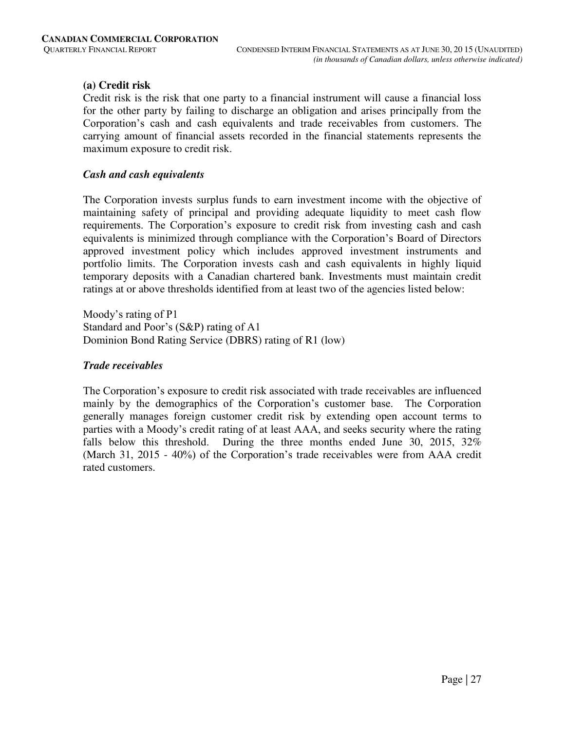**(a) Credit risk**

Credit risk is the risk that one party to a financial instrument will cause a financial loss for the other party by failing to discharge an obligation and arises principally from the Corporation's cash and cash equivalents and trade receivables from customers. The carrying amount of financial assets recorded in the financial statements represents the maximum exposure to credit risk.

***Cash and cash equivalents***

The Corporation invests surplus funds to earn investment income with the objective of maintaining safety of principal and providing adequate liquidity to meet cash flow requirements. The Corporation's exposure to credit risk from investing cash and cash equivalents is minimized through compliance with the Corporation's Board of Directors approved investment policy which includes approved investment instruments and portfolio limits. The Corporation invests cash and cash equivalents in highly liquid temporary deposits with a Canadian chartered bank. Investments must maintain credit ratings at or above thresholds identified from at least two of the agencies listed below:

Moody's rating of P1
Standard and Poor's (S&P) rating of A1
Dominion Bond Rating Service (DBRS) rating of R1 (low)

***Trade receivables***

The Corporation's exposure to credit risk associated with trade receivables are influenced mainly by the demographics of the Corporation's customer base. The Corporation generally manages foreign customer credit risk by extending open account terms to parties with a Moody's credit rating of at least AAA, and seeks security where the rating falls below this threshold. During the three months ended June 30, 2015, 32% (March 31, 2015 - 40%) of the Corporation's trade receivables were from AAA credit rated customers.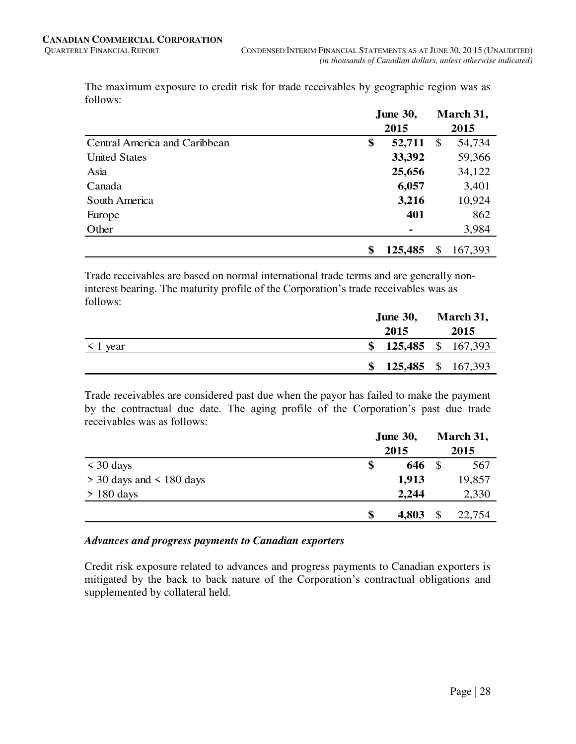The maximum exposure to credit risk for trade receivables by geographic region was as follows:

| | June 30, 2015 | March 31, 2015 |
|---|---|---|
| Central America and Caribbean | **$ 52,711** | $ 54,734 |
| United States | **33,392** | 59,366 |
| Asia | **25,656** | 34,122 |
| Canada | **6,057** | 3,401 |
| South America | **3,216** | 10,924 |
| Europe | **401** | 862 |
| Other | **-** | 3,984 |
| | **$ 125,485** | $ 167,393 |

Trade receivables are based on normal international trade terms and are generally non-interest bearing. The maturity profile of the Corporation's trade receivables was as follows:

| | June 30, 2015 | March 31, 2015 |
|---|---|---|
| < 1 year | **$ 125,485** | $ 167,393 |
| | **$ 125,485** | $ 167,393 |

Trade receivables are considered past due when the payor has failed to make the payment by the contractual due date. The aging profile of the Corporation's past due trade receivables was as follows:

| | June 30, 2015 | March 31, 2015 |
|---|---|---|
| < 30 days | **$ 646** | $ 567 |
| > 30 days and < 180 days | **1,913** | 19,857 |
| > 180 days | **2,244** | 2,330 |
| | **$ 4,803** | $ 22,754 |

***Advances and progress payments to Canadian exporters***

Credit risk exposure related to advances and progress payments to Canadian exporters is mitigated by the back to back nature of the Corporation's contractual obligations and supplemented by collateral held.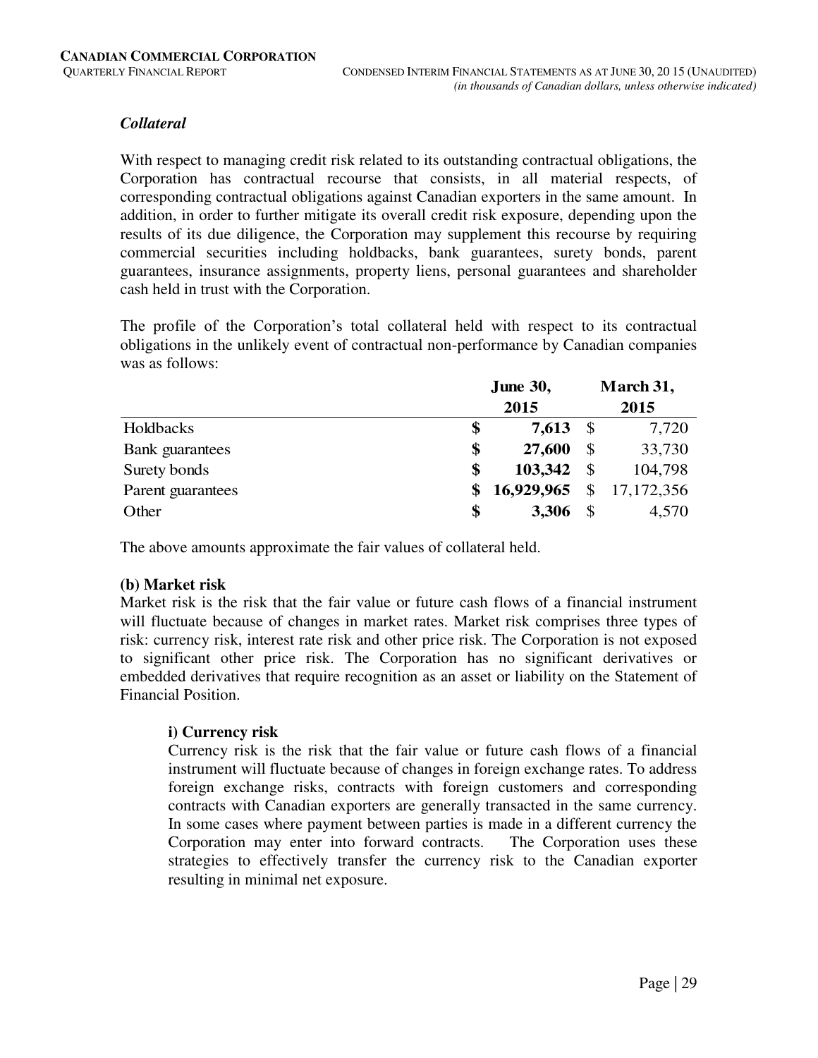### *Collateral*

With respect to managing credit risk related to its outstanding contractual obligations, the Corporation has contractual recourse that consists, in all material respects, of corresponding contractual obligations against Canadian exporters in the same amount. In addition, in order to further mitigate its overall credit risk exposure, depending upon the results of its due diligence, the Corporation may supplement this recourse by requiring commercial securities including holdbacks, bank guarantees, surety bonds, parent guarantees, insurance assignments, property liens, personal guarantees and shareholder cash held in trust with the Corporation.

The profile of the Corporation's total collateral held with respect to its contractual obligations in the unlikely event of contractual non-performance by Canadian companies was as follows:

| | June 30, 2015 | March 31, 2015 |
|---|---|---|
| Holdbacks | **$ 7,613** | $ 7,720 |
| Bank guarantees | **$ 27,600** | $ 33,730 |
| Surety bonds | **$ 103,342** | $ 104,798 |
| Parent guarantees | **$ 16,929,965** | $ 17,172,356 |
| Other | **$ 3,306** | $ 4,570 |

The above amounts approximate the fair values of collateral held.

**(b) Market risk**

Market risk is the risk that the fair value or future cash flows of a financial instrument will fluctuate because of changes in market rates. Market risk comprises three types of risk: currency risk, interest rate risk and other price risk. The Corporation is not exposed to significant other price risk. The Corporation has no significant derivatives or embedded derivatives that require recognition as an asset or liability on the Statement of Financial Position.

**i) Currency risk**

Currency risk is the risk that the fair value or future cash flows of a financial instrument will fluctuate because of changes in foreign exchange rates. To address foreign exchange risks, contracts with foreign customers and corresponding contracts with Canadian exporters are generally transacted in the same currency. In some cases where payment between parties is made in a different currency the Corporation may enter into forward contracts. The Corporation uses these strategies to effectively transfer the currency risk to the Canadian exporter resulting in minimal net exposure.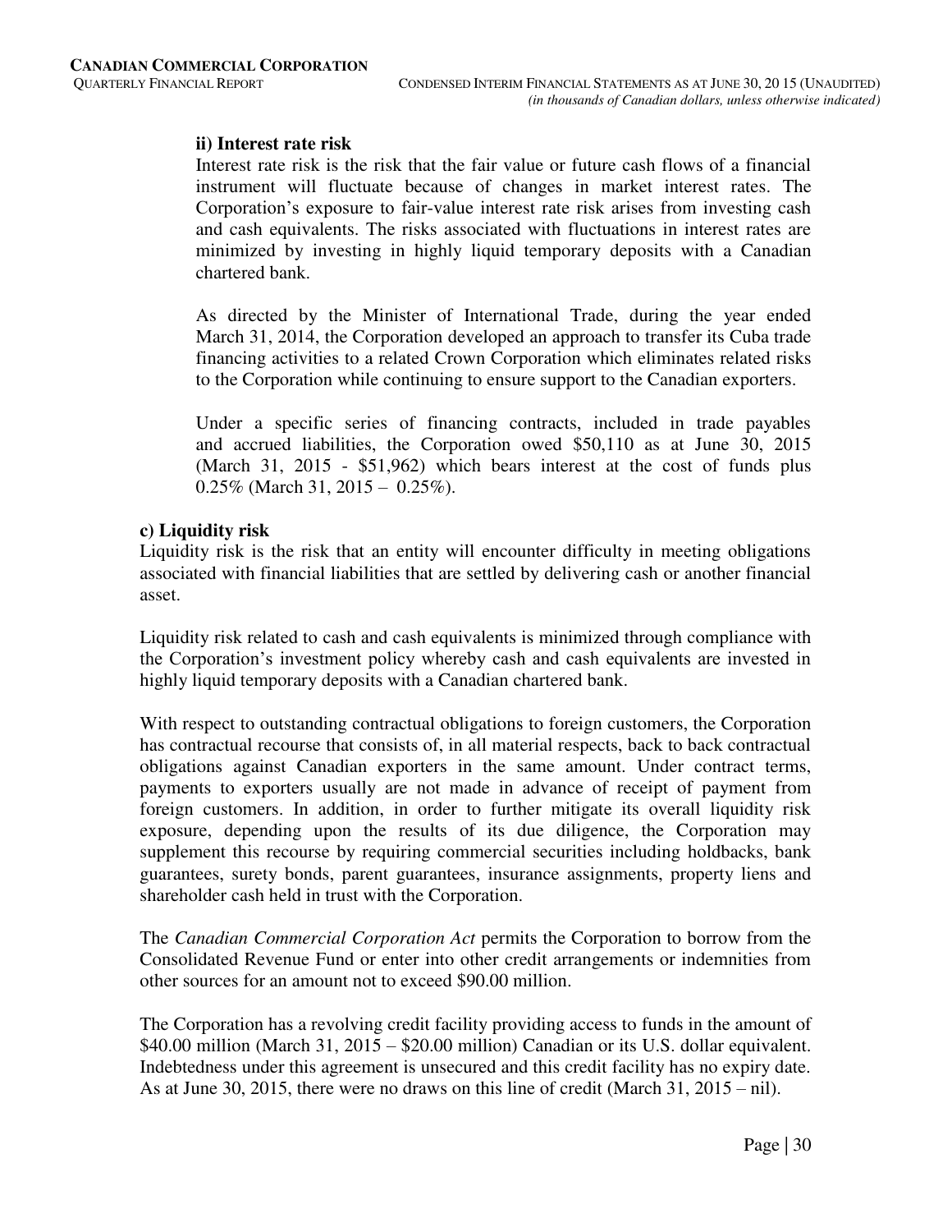**ii) Interest rate risk**

Interest rate risk is the risk that the fair value or future cash flows of a financial instrument will fluctuate because of changes in market interest rates. The Corporation's exposure to fair-value interest rate risk arises from investing cash and cash equivalents. The risks associated with fluctuations in interest rates are minimized by investing in highly liquid temporary deposits with a Canadian chartered bank.

As directed by the Minister of International Trade, during the year ended March 31, 2014, the Corporation developed an approach to transfer its Cuba trade financing activities to a related Crown Corporation which eliminates related risks to the Corporation while continuing to ensure support to the Canadian exporters.

Under a specific series of financing contracts, included in trade payables and accrued liabilities, the Corporation owed $50,110 as at June 30, 2015 (March 31, 2015 - $51,962) which bears interest at the cost of funds plus 0.25% (March 31, 2015 – 0.25%).

**c) Liquidity risk**

Liquidity risk is the risk that an entity will encounter difficulty in meeting obligations associated with financial liabilities that are settled by delivering cash or another financial asset.

Liquidity risk related to cash and cash equivalents is minimized through compliance with the Corporation's investment policy whereby cash and cash equivalents are invested in highly liquid temporary deposits with a Canadian chartered bank.

With respect to outstanding contractual obligations to foreign customers, the Corporation has contractual recourse that consists of, in all material respects, back to back contractual obligations against Canadian exporters in the same amount. Under contract terms, payments to exporters usually are not made in advance of receipt of payment from foreign customers. In addition, in order to further mitigate its overall liquidity risk exposure, depending upon the results of its due diligence, the Corporation may supplement this recourse by requiring commercial securities including holdbacks, bank guarantees, surety bonds, parent guarantees, insurance assignments, property liens and shareholder cash held in trust with the Corporation.

The *Canadian Commercial Corporation Act* permits the Corporation to borrow from the Consolidated Revenue Fund or enter into other credit arrangements or indemnities from other sources for an amount not to exceed $90.00 million.

The Corporation has a revolving credit facility providing access to funds in the amount of $40.00 million (March 31, 2015 – $20.00 million) Canadian or its U.S. dollar equivalent. Indebtedness under this agreement is unsecured and this credit facility has no expiry date. As at June 30, 2015, there were no draws on this line of credit (March 31, 2015 – nil).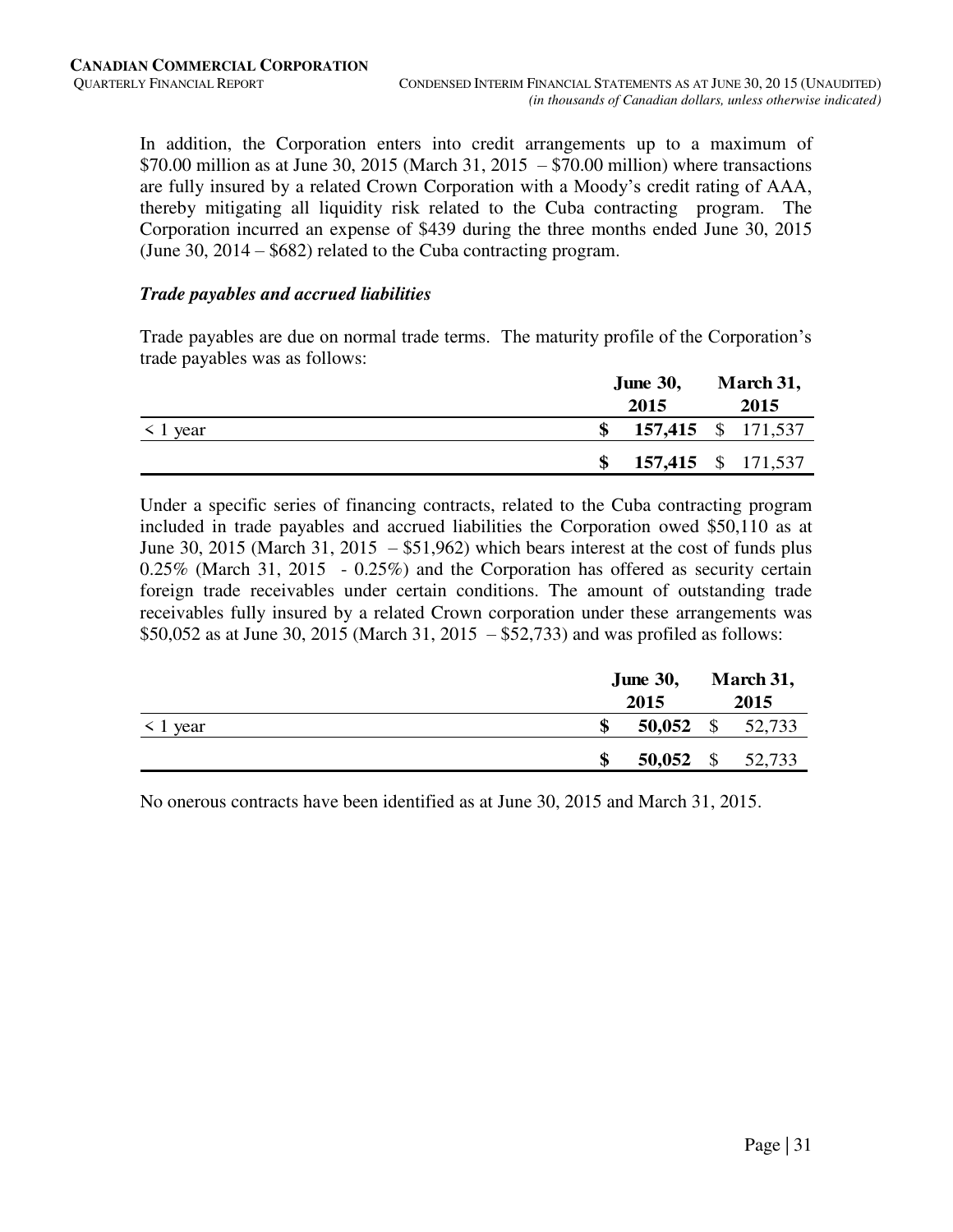In addition, the Corporation enters into credit arrangements up to a maximum of \$70.00 million as at June 30, 2015 (March 31, 2015 – \$70.00 million) where transactions are fully insured by a related Crown Corporation with a Moody's credit rating of AAA, thereby mitigating all liquidity risk related to the Cuba contracting program. The Corporation incurred an expense of \$439 during the three months ended June 30, 2015 (June 30, 2014 – \$682) related to the Cuba contracting program.

### *Trade payables and accrued liabilities*

Trade payables are due on normal trade terms. The maturity profile of the Corporation's trade payables was as follows:

| | June 30, 2015 | March 31, 2015 |
|---|---|---|
| < 1 year | **\$ 157,415** | \$ 171,537 |
| | **\$ 157,415** | \$ 171,537 |

Under a specific series of financing contracts, related to the Cuba contracting program included in trade payables and accrued liabilities the Corporation owed \$50,110 as at June 30, 2015 (March 31, 2015 – \$51,962) which bears interest at the cost of funds plus 0.25% (March 31, 2015 - 0.25%) and the Corporation has offered as security certain foreign trade receivables under certain conditions. The amount of outstanding trade receivables fully insured by a related Crown corporation under these arrangements was \$50,052 as at June 30, 2015 (March 31, 2015 – \$52,733) and was profiled as follows:

| | June 30, 2015 | March 31, 2015 |
|---|---|---|
| < 1 year | **\$ 50,052** | \$ 52,733 |
| | **\$ 50,052** | \$ 52,733 |

No onerous contracts have been identified as at June 30, 2015 and March 31, 2015.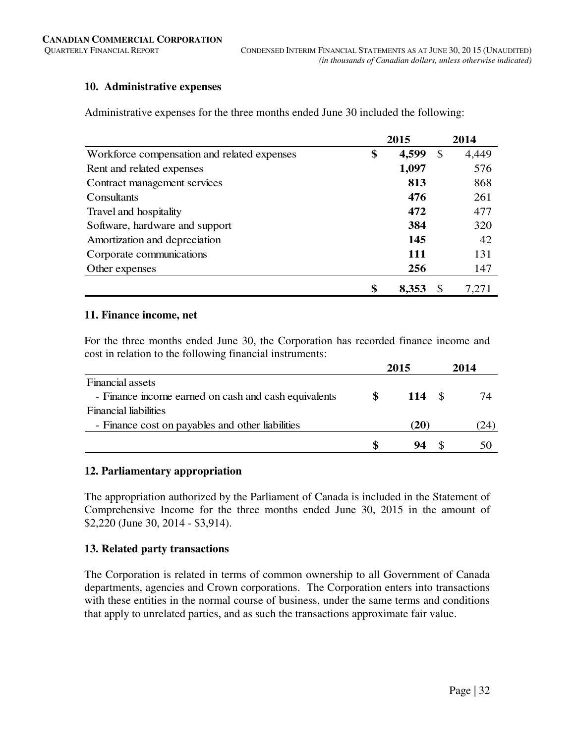### 10. Administrative expenses

Administrative expenses for the three months ended June 30 included the following:

| | 2015 | 2014 |
|---|---|---|
| Workforce compensation and related expenses | **$ 4,599** | $ 4,449 |
| Rent and related expenses | **1,097** | 576 |
| Contract management services | **813** | 868 |
| Consultants | **476** | 261 |
| Travel and hospitality | **472** | 477 |
| Software, hardware and support | **384** | 320 |
| Amortization and depreciation | **145** | 42 |
| Corporate communications | **111** | 131 |
| Other expenses | **256** | 147 |
| | **$ 8,353** | $ 7,271 |

### 11. Finance income, net

For the three months ended June 30, the Corporation has recorded finance income and cost in relation to the following financial instruments:

| | 2015 | 2014 |
|---|---|---|
| Financial assets | | |
| - Finance income earned on cash and cash equivalents | **$ 114** | $ 74 |
| Financial liabilities | | |
| - Finance cost on payables and other liabilities | **(20)** | (24) |
| | **$ 94** | $ 50 |

### 12. Parliamentary appropriation

The appropriation authorized by the Parliament of Canada is included in the Statement of Comprehensive Income for the three months ended June 30, 2015 in the amount of $2,220 (June 30, 2014 - $3,914).

### 13. Related party transactions

The Corporation is related in terms of common ownership to all Government of Canada departments, agencies and Crown corporations. The Corporation enters into transactions with these entities in the normal course of business, under the same terms and conditions that apply to unrelated parties, and as such the transactions approximate fair value.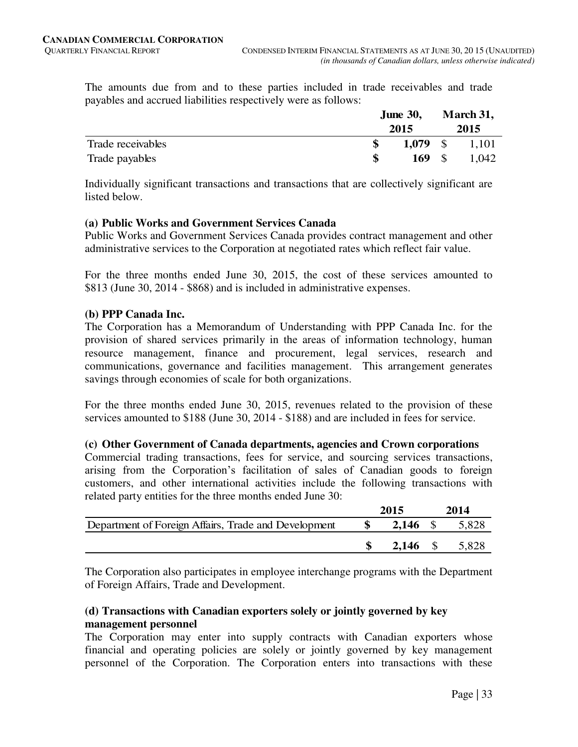The amounts due from and to these parties included in trade receivables and trade payables and accrued liabilities respectively were as follows:

| | June 30, 2015 | March 31, 2015 |
|---|---|---|
| Trade receivables | **$ 1,079** | $ 1,101 |
| Trade payables | **$ 169** | $ 1,042 |

Individually significant transactions and transactions that are collectively significant are listed below.

**(a) Public Works and Government Services Canada**

Public Works and Government Services Canada provides contract management and other administrative services to the Corporation at negotiated rates which reflect fair value.

For the three months ended June 30, 2015, the cost of these services amounted to $813 (June 30, 2014 - $868) and is included in administrative expenses.

**(b) PPP Canada Inc.**

The Corporation has a Memorandum of Understanding with PPP Canada Inc. for the provision of shared services primarily in the areas of information technology, human resource management, finance and procurement, legal services, research and communications, governance and facilities management. This arrangement generates savings through economies of scale for both organizations.

For the three months ended June 30, 2015, revenues related to the provision of these services amounted to $188 (June 30, 2014 - $188) and are included in fees for service.

**(c) Other Government of Canada departments, agencies and Crown corporations**

Commercial trading transactions, fees for service, and sourcing services transactions, arising from the Corporation's facilitation of sales of Canadian goods to foreign customers, and other international activities include the following transactions with related party entities for the three months ended June 30:

| | 2015 | 2014 |
|---|---|---|
| Department of Foreign Affairs, Trade and Development | **$ 2,146** | $ 5,828 |
| | **$ 2,146** | $ 5,828 |

The Corporation also participates in employee interchange programs with the Department of Foreign Affairs, Trade and Development.

**(d) Transactions with Canadian exporters solely or jointly governed by key management personnel**

The Corporation may enter into supply contracts with Canadian exporters whose financial and operating policies are solely or jointly governed by key management personnel of the Corporation. The Corporation enters into transactions with these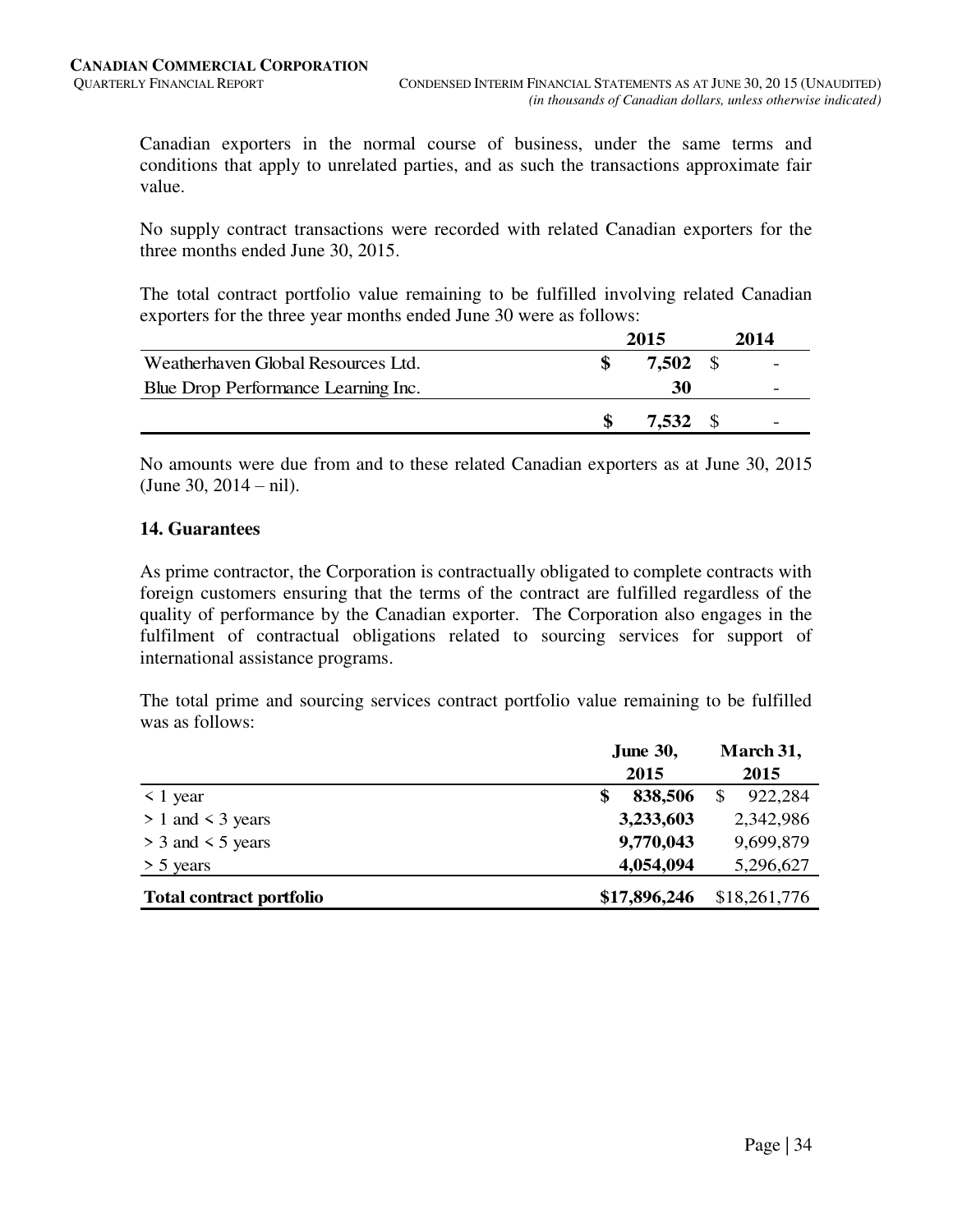Canadian exporters in the normal course of business, under the same terms and conditions that apply to unrelated parties, and as such the transactions approximate fair value.

No supply contract transactions were recorded with related Canadian exporters for the three months ended June 30, 2015.

The total contract portfolio value remaining to be fulfilled involving related Canadian exporters for the three year months ended June 30 were as follows:

| | 2015 | 2014 |
|---|---|---|
| Weatherhaven Global Resources Ltd. | **$ 7,502** | $ - |
| Blue Drop Performance Learning Inc. | **30** | - |
| | **$ 7,532** | $ - |

No amounts were due from and to these related Canadian exporters as at June 30, 2015 (June 30, 2014 – nil).

## 14. Guarantees

As prime contractor, the Corporation is contractually obligated to complete contracts with foreign customers ensuring that the terms of the contract are fulfilled regardless of the quality of performance by the Canadian exporter. The Corporation also engages in the fulfilment of contractual obligations related to sourcing services for support of international assistance programs.

The total prime and sourcing services contract portfolio value remaining to be fulfilled was as follows:

| | June 30, 2015 | March 31, 2015 |
|---|---|---|
| < 1 year | **$ 838,506** | $ 922,284 |
| > 1 and < 3 years | **3,233,603** | 2,342,986 |
| > 3 and < 5 years | **9,770,043** | 9,699,879 |
| > 5 years | **4,054,094** | 5,296,627 |
| **Total contract portfolio** | **$17,896,246** | $18,261,776 |